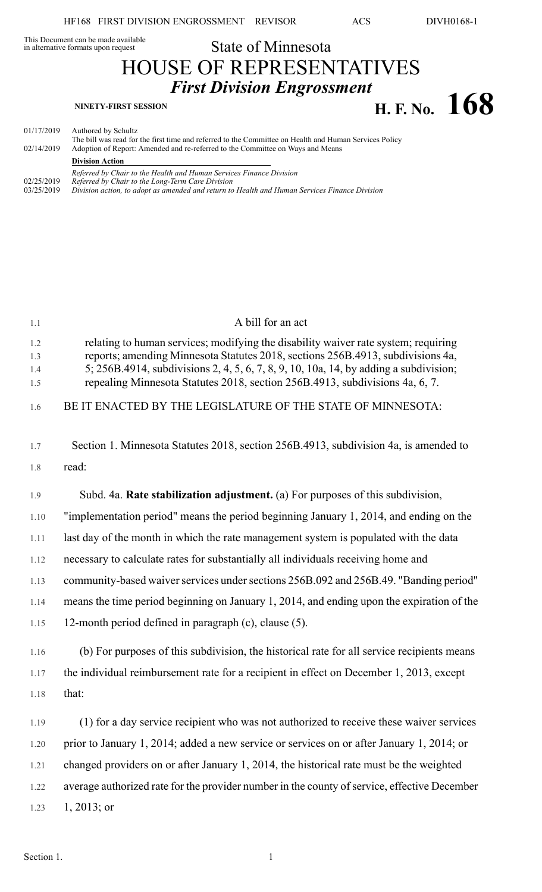This Document can be made available in alternative formats upon request

State of Minnesota

# HOUSE OF REPRESENTATIVES

## *First Division Engrossment*

**NINETY-FIRST SESSION**

# H. F. No. 168

01/17/2019 Authored by Schultz
The bill was read for the first time and referred to the Committee on Health and Human Services Policy
02/14/2019 Adoption of Report: Amended and re-referred to the Committee on Ways and Means

**Division Action**

*Referred by Chair to the Health and Human Services Finance Division*
02/25/2019 *Referred by Chair to the Long-Term Care Division*
03/25/2019 *Division action, to adopt as amended and return to Health and Human Services Finance Division*

A bill for an act

relating to human services; modifying the disability waiver rate system; requiring reports; amending Minnesota Statutes 2018, sections 256B.4913, subdivisions 4a, 5; 256B.4914, subdivisions 2, 4, 5, 6, 7, 8, 9, 10, 10a, 14, by adding a subdivision; repealing Minnesota Statutes 2018, section 256B.4913, subdivisions 4a, 6, 7.

BE IT ENACTED BY THE LEGISLATURE OF THE STATE OF MINNESOTA:

Section 1. Minnesota Statutes 2018, section 256B.4913, subdivision 4a, is amended to read:

Subd. 4a. **Rate stabilization adjustment.** (a) For purposes of this subdivision, "implementation period" means the period beginning January 1, 2014, and ending on the last day of the month in which the rate management system is populated with the data necessary to calculate rates for substantially all individuals receiving home and community-based waiver services under sections 256B.092 and 256B.49. "Banding period" means the time period beginning on January 1, 2014, and ending upon the expiration of the 12-month period defined in paragraph (c), clause (5).

(b) For purposes of this subdivision, the historical rate for all service recipients means the individual reimbursement rate for a recipient in effect on December 1, 2013, except that:

(1) for a day service recipient who was not authorized to receive these waiver services prior to January 1, 2014; added a new service or services on or after January 1, 2014; or changed providers on or after January 1, 2014, the historical rate must be the weighted average authorized rate for the provider number in the county of service, effective December 1, 2013; or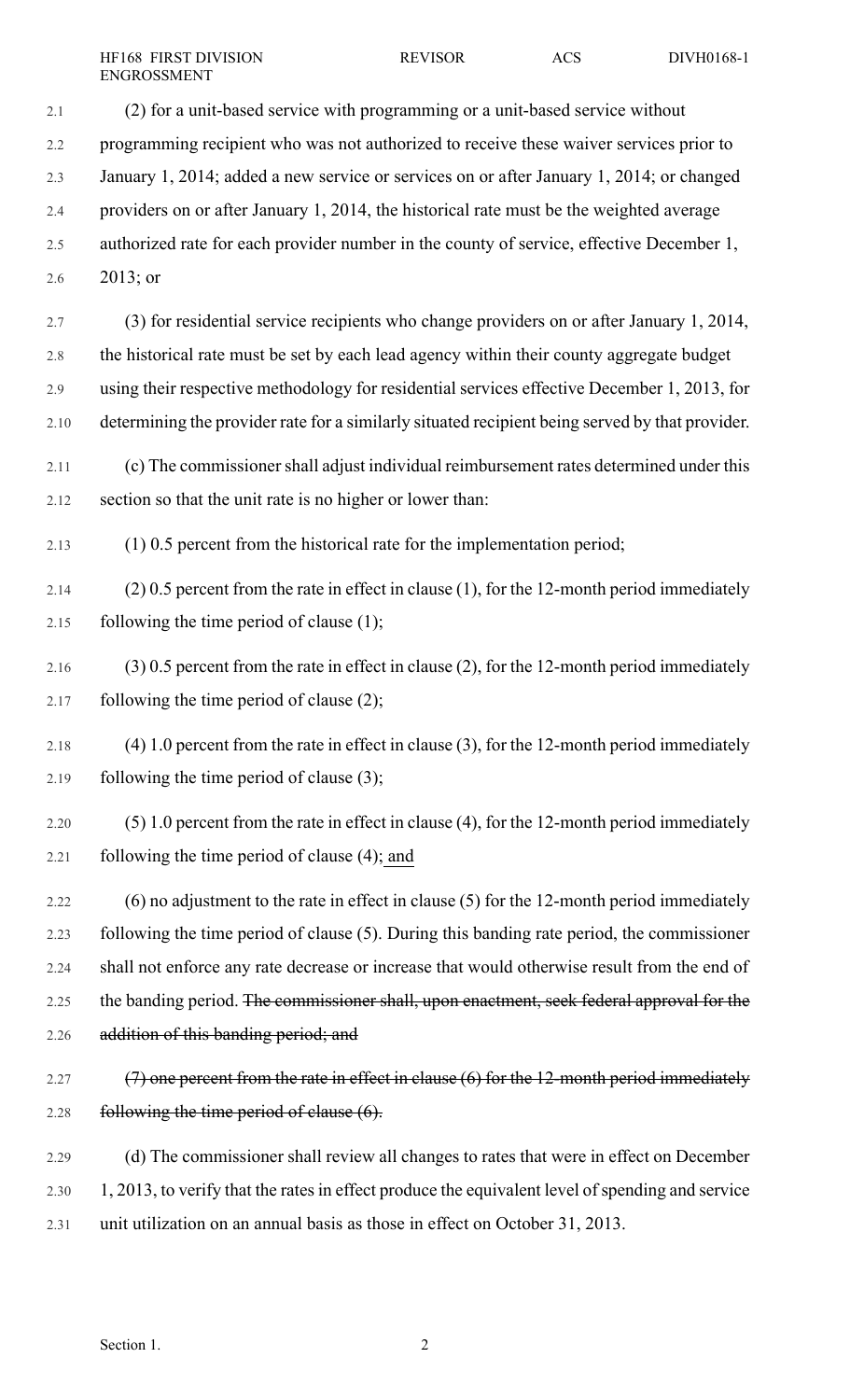(2) for a unit-based service with programming or a unit-based service without programming recipient who was not authorized to receive these waiver services prior to January 1, 2014; added a new service or services on or after January 1, 2014; or changed providers on or after January 1, 2014, the historical rate must be the weighted average authorized rate for each provider number in the county of service, effective December 1, 2013; or

(3) for residential service recipients who change providers on or after January 1, 2014, the historical rate must be set by each lead agency within their county aggregate budget using their respective methodology for residential services effective December 1, 2013, for determining the provider rate for a similarly situated recipient being served by that provider.

(c) The commissioner shall adjust individual reimbursement rates determined under this section so that the unit rate is no higher or lower than:

(1) 0.5 percent from the historical rate for the implementation period;

(2) 0.5 percent from the rate in effect in clause (1), for the 12-month period immediately following the time period of clause (1);

(3) 0.5 percent from the rate in effect in clause (2), for the 12-month period immediately following the time period of clause (2);

(4) 1.0 percent from the rate in effect in clause (3), for the 12-month period immediately following the time period of clause (3);

(5) 1.0 percent from the rate in effect in clause (4), for the 12-month period immediately following the time period of clause (4); <u>and</u>

(6) no adjustment to the rate in effect in clause (5) for the 12-month period immediately following the time period of clause (5). During this banding rate period, the commissioner shall not enforce any rate decrease or increase that would otherwise result from the end of the banding period. ~~The commissioner shall, upon enactment, seek federal approval for the addition of this banding period; and~~

~~(7) one percent from the rate in effect in clause (6) for the 12-month period immediately following the time period of clause (6).~~

(d) The commissioner shall review all changes to rates that were in effect on December 1, 2013, to verify that the rates in effect produce the equivalent level of spending and service unit utilization on an annual basis as those in effect on October 31, 2013.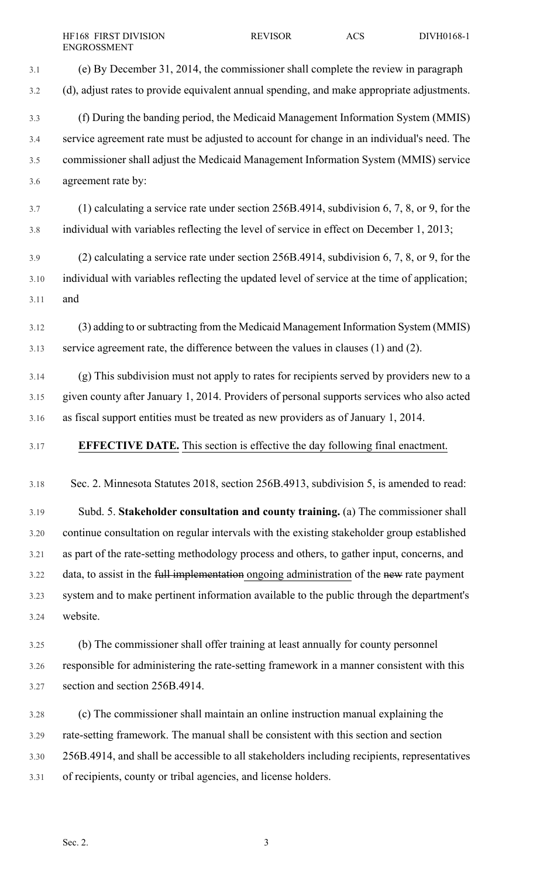(e) By December 31, 2014, the commissioner shall complete the review in paragraph (d), adjust rates to provide equivalent annual spending, and make appropriate adjustments.

(f) During the banding period, the Medicaid Management Information System (MMIS) service agreement rate must be adjusted to account for change in an individual's need. The commissioner shall adjust the Medicaid Management Information System (MMIS) service agreement rate by:

(1) calculating a service rate under section 256B.4914, subdivision 6, 7, 8, or 9, for the individual with variables reflecting the level of service in effect on December 1, 2013;

(2) calculating a service rate under section 256B.4914, subdivision 6, 7, 8, or 9, for the individual with variables reflecting the updated level of service at the time of application; and

(3) adding to or subtracting from the Medicaid Management Information System (MMIS) service agreement rate, the difference between the values in clauses (1) and (2).

(g) This subdivision must not apply to rates for recipients served by providers new to a given county after January 1, 2014. Providers of personal supports services who also acted as fiscal support entities must be treated as new providers as of January 1, 2014.

**EFFECTIVE DATE.** This section is effective the day following final enactment.

Sec. 2. Minnesota Statutes 2018, section 256B.4913, subdivision 5, is amended to read:

Subd. 5. **Stakeholder consultation and county training.** (a) The commissioner shall continue consultation on regular intervals with the existing stakeholder group established as part of the rate-setting methodology process and others, to gather input, concerns, and data, to assist in the ~~full implementation~~ ongoing administration of the ~~new~~ rate payment system and to make pertinent information available to the public through the department's website.

(b) The commissioner shall offer training at least annually for county personnel responsible for administering the rate-setting framework in a manner consistent with this section and section 256B.4914.

(c) The commissioner shall maintain an online instruction manual explaining the rate-setting framework. The manual shall be consistent with this section and section 256B.4914, and shall be accessible to all stakeholders including recipients, representatives of recipients, county or tribal agencies, and license holders.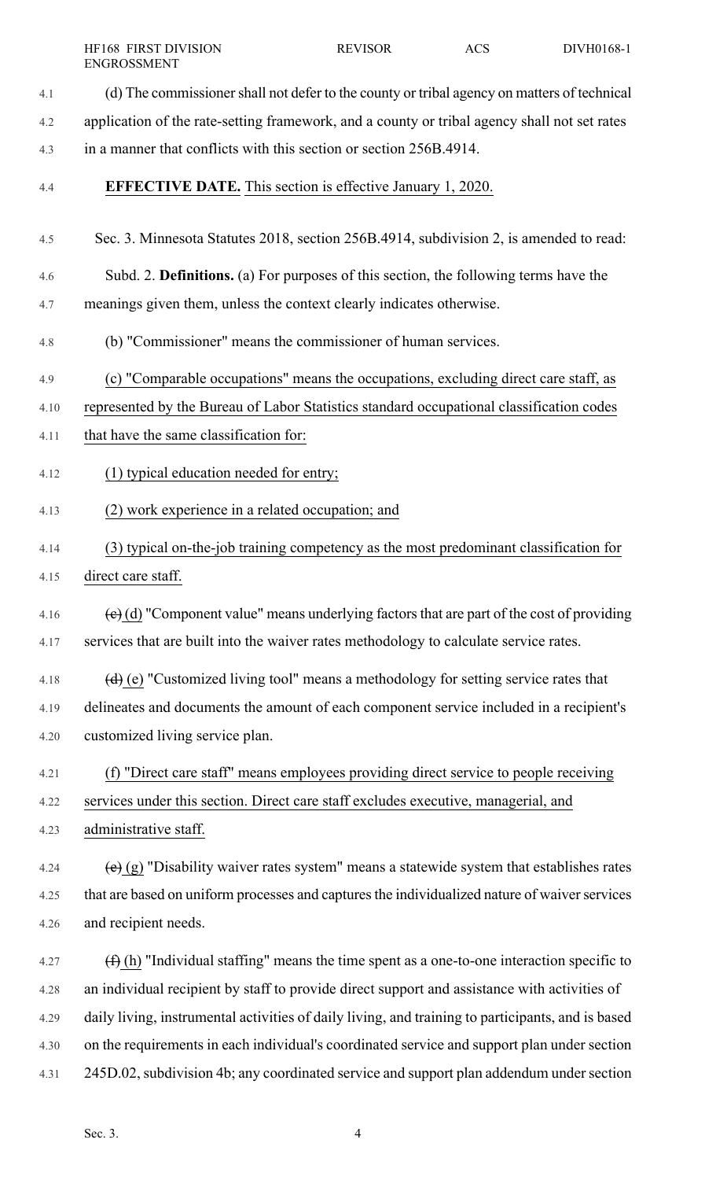(d) The commissioner shall not defer to the county or tribal agency on matters of technical application of the rate-setting framework, and a county or tribal agency shall not set rates in a manner that conflicts with this section or section 256B.4914.

**EFFECTIVE DATE.** This section is effective January 1, 2020.

Sec. 3. Minnesota Statutes 2018, section 256B.4914, subdivision 2, is amended to read:

Subd. 2. **Definitions.** (a) For purposes of this section, the following terms have the meanings given them, unless the context clearly indicates otherwise.

(b) "Commissioner" means the commissioner of human services.

(c) "Comparable occupations" means the occupations, excluding direct care staff, as represented by the Bureau of Labor Statistics standard occupational classification codes that have the same classification for:

(1) typical education needed for entry;

(2) work experience in a related occupation; and

(3) typical on-the-job training competency as the most predominant classification for direct care staff.

~~(c)~~ (d) "Component value" means underlying factors that are part of the cost of providing services that are built into the waiver rates methodology to calculate service rates.

~~(d)~~ (e) "Customized living tool" means a methodology for setting service rates that delineates and documents the amount of each component service included in a recipient's customized living service plan.

(f) "Direct care staff" means employees providing direct service to people receiving services under this section. Direct care staff excludes executive, managerial, and administrative staff.

~~(e)~~ (g) "Disability waiver rates system" means a statewide system that establishes rates that are based on uniform processes and captures the individualized nature of waiver services and recipient needs.

~~(f)~~ (h) "Individual staffing" means the time spent as a one-to-one interaction specific to an individual recipient by staff to provide direct support and assistance with activities of daily living, instrumental activities of daily living, and training to participants, and is based on the requirements in each individual's coordinated service and support plan under section 245D.02, subdivision 4b; any coordinated service and support plan addendum under section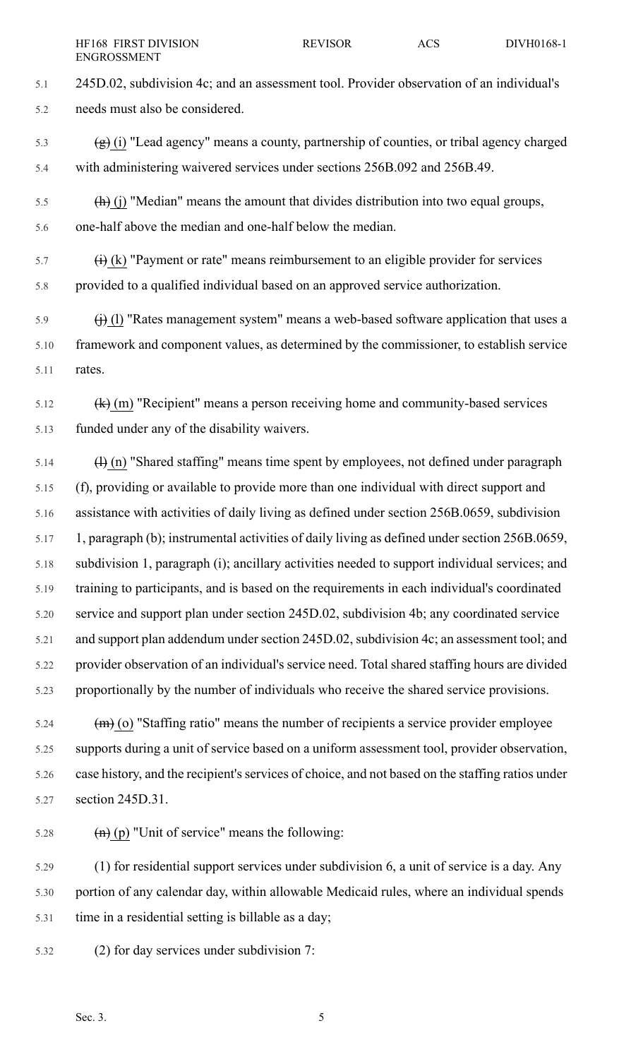245D.02, subdivision 4c; and an assessment tool. Provider observation of an individual's needs must also be considered.

~~(g)~~ (i) "Lead agency" means a county, partnership of counties, or tribal agency charged with administering waivered services under sections 256B.092 and 256B.49.

~~(h)~~ (j) "Median" means the amount that divides distribution into two equal groups, one-half above the median and one-half below the median.

~~(i)~~ (k) "Payment or rate" means reimbursement to an eligible provider for services provided to a qualified individual based on an approved service authorization.

~~(j)~~ (l) "Rates management system" means a web-based software application that uses a framework and component values, as determined by the commissioner, to establish service rates.

~~(k)~~ (m) "Recipient" means a person receiving home and community-based services funded under any of the disability waivers.

~~(l)~~ (n) "Shared staffing" means time spent by employees, not defined under paragraph (f), providing or available to provide more than one individual with direct support and assistance with activities of daily living as defined under section 256B.0659, subdivision 1, paragraph (b); instrumental activities of daily living as defined under section 256B.0659, subdivision 1, paragraph (i); ancillary activities needed to support individual services; and training to participants, and is based on the requirements in each individual's coordinated service and support plan under section 245D.02, subdivision 4b; any coordinated service and support plan addendum under section 245D.02, subdivision 4c; an assessment tool; and provider observation of an individual's service need. Total shared staffing hours are divided proportionally by the number of individuals who receive the shared service provisions.

~~(m)~~ (o) "Staffing ratio" means the number of recipients a service provider employee supports during a unit of service based on a uniform assessment tool, provider observation, case history, and the recipient's services of choice, and not based on the staffing ratios under section 245D.31.

~~(n)~~ (p) "Unit of service" means the following:

(1) for residential support services under subdivision 6, a unit of service is a day. Any portion of any calendar day, within allowable Medicaid rules, where an individual spends time in a residential setting is billable as a day;

(2) for day services under subdivision 7: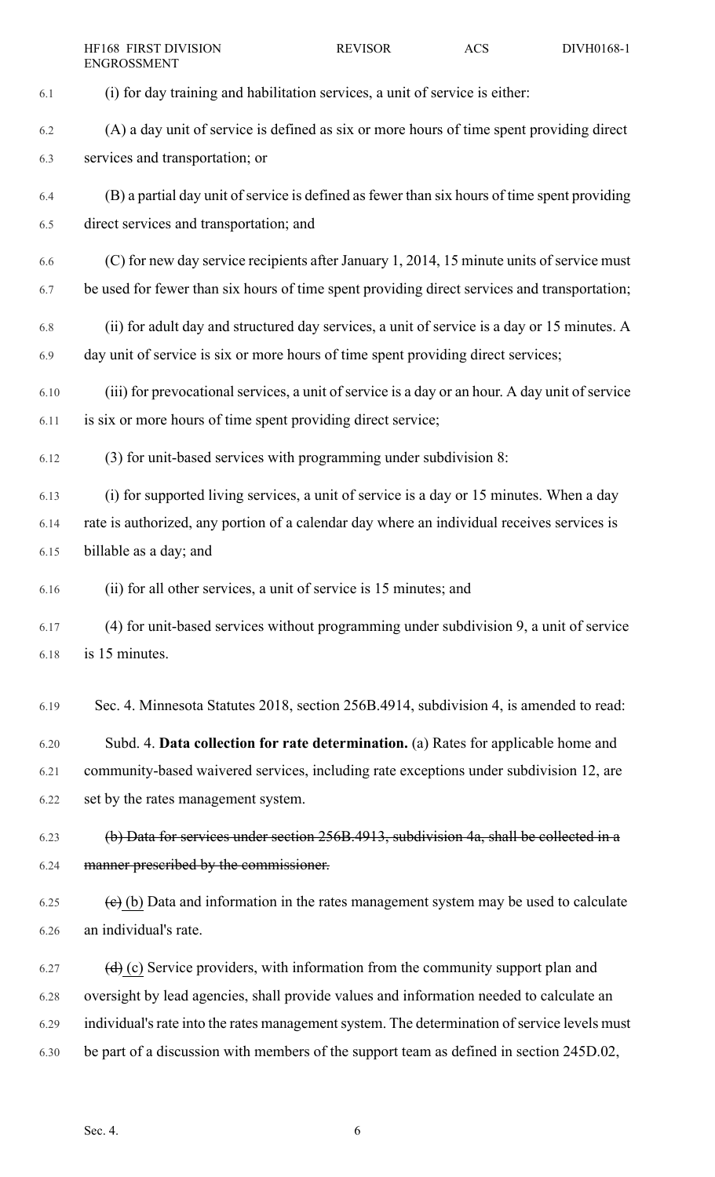(i) for day training and habilitation services, a unit of service is either:

(A) a day unit of service is defined as six or more hours of time spent providing direct services and transportation; or

(B) a partial day unit of service is defined as fewer than six hours of time spent providing direct services and transportation; and

(C) for new day service recipients after January 1, 2014, 15 minute units of service must be used for fewer than six hours of time spent providing direct services and transportation;

(ii) for adult day and structured day services, a unit of service is a day or 15 minutes. A day unit of service is six or more hours of time spent providing direct services;

(iii) for prevocational services, a unit of service is a day or an hour. A day unit of service is six or more hours of time spent providing direct service;

(3) for unit-based services with programming under subdivision 8:

(i) for supported living services, a unit of service is a day or 15 minutes. When a day rate is authorized, any portion of a calendar day where an individual receives services is billable as a day; and

(ii) for all other services, a unit of service is 15 minutes; and

(4) for unit-based services without programming under subdivision 9, a unit of service is 15 minutes.

Sec. 4. Minnesota Statutes 2018, section 256B.4914, subdivision 4, is amended to read:

Subd. 4. **Data collection for rate determination.** (a) Rates for applicable home and community-based waivered services, including rate exceptions under subdivision 12, are set by the rates management system.

~~(b) Data for services under section 256B.4913, subdivision 4a, shall be collected in a manner prescribed by the commissioner.~~

~~(c)~~ (b) Data and information in the rates management system may be used to calculate an individual's rate.

~~(d)~~ (c) Service providers, with information from the community support plan and oversight by lead agencies, shall provide values and information needed to calculate an individual's rate into the rates management system. The determination of service levels must be part of a discussion with members of the support team as defined in section 245D.02,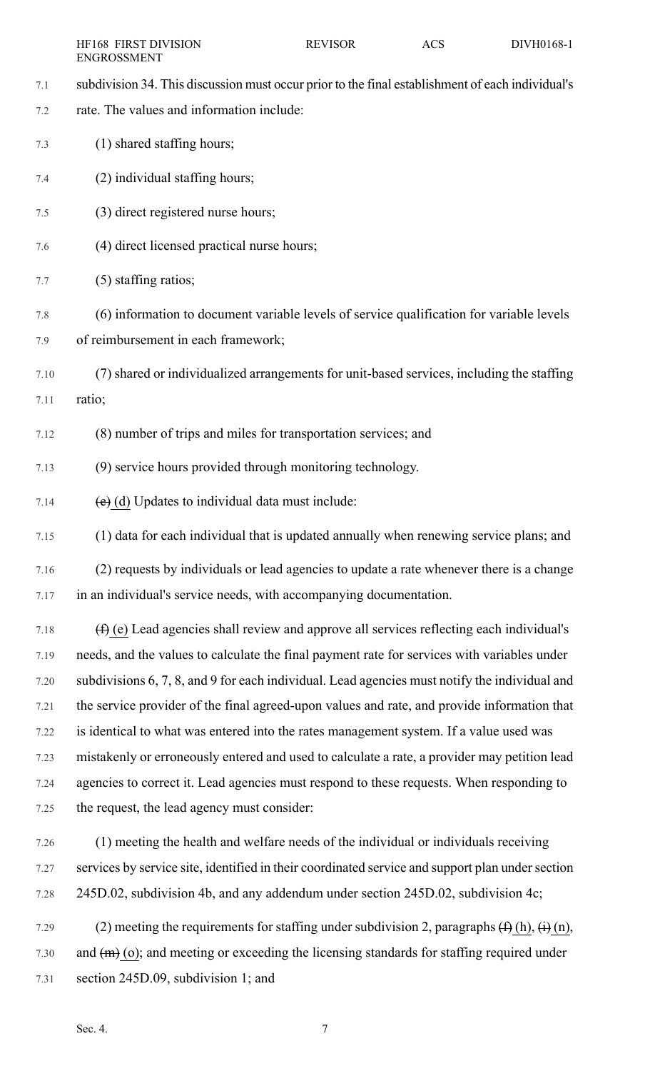subdivision 34. This discussion must occur prior to the final establishment of each individual's rate. The values and information include:

(1) shared staffing hours;

(2) individual staffing hours;

(3) direct registered nurse hours;

(4) direct licensed practical nurse hours;

(5) staffing ratios;

(6) information to document variable levels of service qualification for variable levels of reimbursement in each framework;

(7) shared or individualized arrangements for unit-based services, including the staffing ratio;

(8) number of trips and miles for transportation services; and

(9) service hours provided through monitoring technology.

~~(e)~~ (d) Updates to individual data must include:

(1) data for each individual that is updated annually when renewing service plans; and

(2) requests by individuals or lead agencies to update a rate whenever there is a change in an individual's service needs, with accompanying documentation.

~~(f)~~ (e) Lead agencies shall review and approve all services reflecting each individual's needs, and the values to calculate the final payment rate for services with variables under subdivisions 6, 7, 8, and 9 for each individual. Lead agencies must notify the individual and the service provider of the final agreed-upon values and rate, and provide information that is identical to what was entered into the rates management system. If a value used was mistakenly or erroneously entered and used to calculate a rate, a provider may petition lead agencies to correct it. Lead agencies must respond to these requests. When responding to the request, the lead agency must consider:

(1) meeting the health and welfare needs of the individual or individuals receiving services by service site, identified in their coordinated service and support plan under section 245D.02, subdivision 4b, and any addendum under section 245D.02, subdivision 4c;

(2) meeting the requirements for staffing under subdivision 2, paragraphs ~~(f)~~ (h), ~~(i)~~ (n), and ~~(m)~~ (o); and meeting or exceeding the licensing standards for staffing required under section 245D.09, subdivision 1; and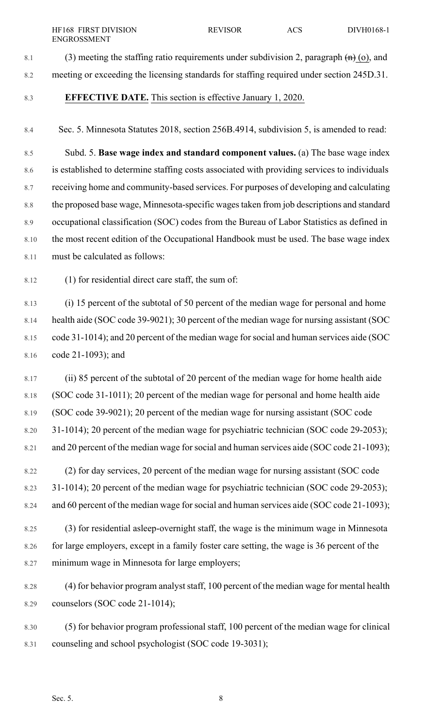(3) meeting the staffing ratio requirements under subdivision 2, paragraph ~~(n)~~ (o), and meeting or exceeding the licensing standards for staffing required under section 245D.31.

**EFFECTIVE DATE.** This section is effective January 1, 2020.

Sec. 5. Minnesota Statutes 2018, section 256B.4914, subdivision 5, is amended to read:

Subd. 5. **Base wage index and standard component values.** (a) The base wage index is established to determine staffing costs associated with providing services to individuals receiving home and community-based services. For purposes of developing and calculating the proposed base wage, Minnesota-specific wages taken from job descriptions and standard occupational classification (SOC) codes from the Bureau of Labor Statistics as defined in the most recent edition of the Occupational Handbook must be used. The base wage index must be calculated as follows:

(1) for residential direct care staff, the sum of:

(i) 15 percent of the subtotal of 50 percent of the median wage for personal and home health aide (SOC code 39-9021); 30 percent of the median wage for nursing assistant (SOC code 31-1014); and 20 percent of the median wage for social and human services aide (SOC code 21-1093); and

(ii) 85 percent of the subtotal of 20 percent of the median wage for home health aide (SOC code 31-1011); 20 percent of the median wage for personal and home health aide (SOC code 39-9021); 20 percent of the median wage for nursing assistant (SOC code 31-1014); 20 percent of the median wage for psychiatric technician (SOC code 29-2053); and 20 percent of the median wage for social and human services aide (SOC code 21-1093);

(2) for day services, 20 percent of the median wage for nursing assistant (SOC code 31-1014); 20 percent of the median wage for psychiatric technician (SOC code 29-2053); and 60 percent of the median wage for social and human services aide (SOC code 21-1093);

(3) for residential asleep-overnight staff, the wage is the minimum wage in Minnesota for large employers, except in a family foster care setting, the wage is 36 percent of the minimum wage in Minnesota for large employers;

(4) for behavior program analyst staff, 100 percent of the median wage for mental health counselors (SOC code 21-1014);

(5) for behavior program professional staff, 100 percent of the median wage for clinical counseling and school psychologist (SOC code 19-3031);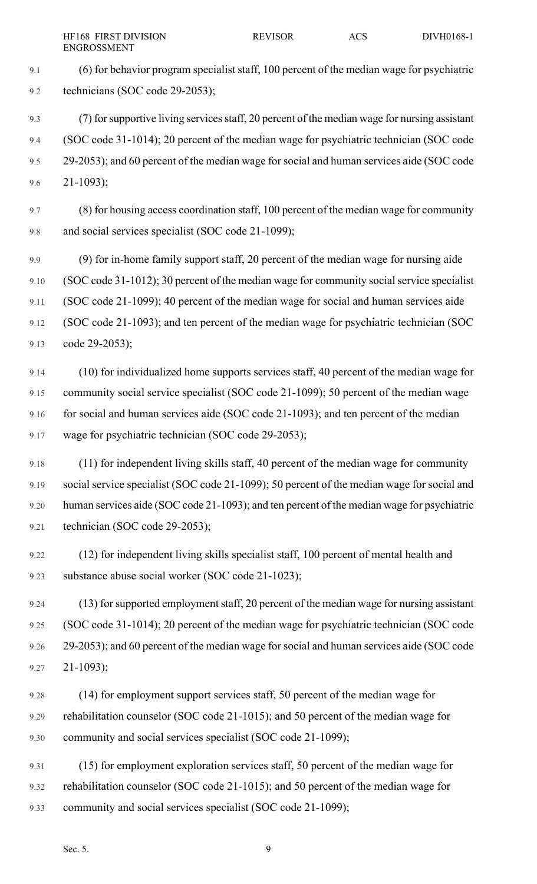(6) for behavior program specialist staff, 100 percent of the median wage for psychiatric technicians (SOC code 29-2053);

(7) for supportive living services staff, 20 percent of the median wage for nursing assistant (SOC code 31-1014); 20 percent of the median wage for psychiatric technician (SOC code 29-2053); and 60 percent of the median wage for social and human services aide (SOC code 21-1093);

(8) for housing access coordination staff, 100 percent of the median wage for community and social services specialist (SOC code 21-1099);

(9) for in-home family support staff, 20 percent of the median wage for nursing aide (SOC code 31-1012); 30 percent of the median wage for community social service specialist (SOC code 21-1099); 40 percent of the median wage for social and human services aide (SOC code 21-1093); and ten percent of the median wage for psychiatric technician (SOC code 29-2053);

(10) for individualized home supports services staff, 40 percent of the median wage for community social service specialist (SOC code 21-1099); 50 percent of the median wage for social and human services aide (SOC code 21-1093); and ten percent of the median wage for psychiatric technician (SOC code 29-2053);

(11) for independent living skills staff, 40 percent of the median wage for community social service specialist (SOC code 21-1099); 50 percent of the median wage for social and human services aide (SOC code 21-1093); and ten percent of the median wage for psychiatric technician (SOC code 29-2053);

(12) for independent living skills specialist staff, 100 percent of mental health and substance abuse social worker (SOC code 21-1023);

(13) for supported employment staff, 20 percent of the median wage for nursing assistant (SOC code 31-1014); 20 percent of the median wage for psychiatric technician (SOC code 29-2053); and 60 percent of the median wage for social and human services aide (SOC code 21-1093);

(14) for employment support services staff, 50 percent of the median wage for rehabilitation counselor (SOC code 21-1015); and 50 percent of the median wage for community and social services specialist (SOC code 21-1099);

(15) for employment exploration services staff, 50 percent of the median wage for rehabilitation counselor (SOC code 21-1015); and 50 percent of the median wage for community and social services specialist (SOC code 21-1099);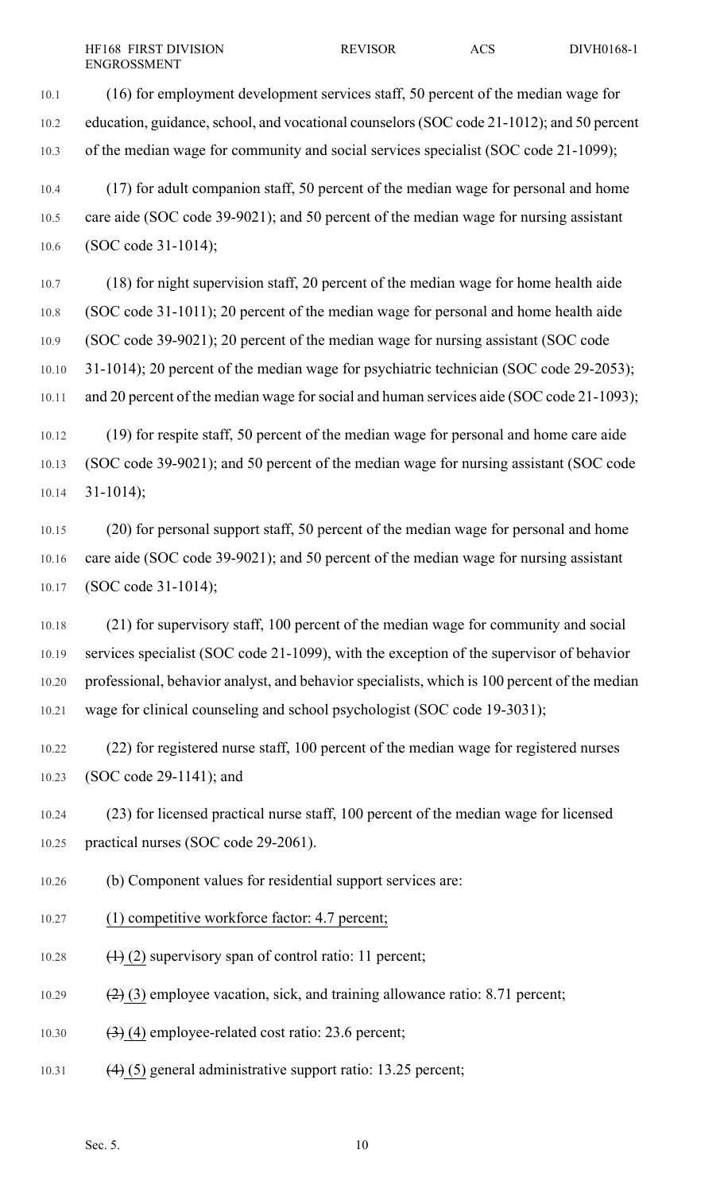(16) for employment development services staff, 50 percent of the median wage for education, guidance, school, and vocational counselors (SOC code 21-1012); and 50 percent of the median wage for community and social services specialist (SOC code 21-1099);

(17) for adult companion staff, 50 percent of the median wage for personal and home care aide (SOC code 39-9021); and 50 percent of the median wage for nursing assistant (SOC code 31-1014);

(18) for night supervision staff, 20 percent of the median wage for home health aide (SOC code 31-1011); 20 percent of the median wage for personal and home health aide (SOC code 39-9021); 20 percent of the median wage for nursing assistant (SOC code 31-1014); 20 percent of the median wage for psychiatric technician (SOC code 29-2053); and 20 percent of the median wage for social and human services aide (SOC code 21-1093);

(19) for respite staff, 50 percent of the median wage for personal and home care aide (SOC code 39-9021); and 50 percent of the median wage for nursing assistant (SOC code 31-1014);

(20) for personal support staff, 50 percent of the median wage for personal and home care aide (SOC code 39-9021); and 50 percent of the median wage for nursing assistant (SOC code 31-1014);

(21) for supervisory staff, 100 percent of the median wage for community and social services specialist (SOC code 21-1099), with the exception of the supervisor of behavior professional, behavior analyst, and behavior specialists, which is 100 percent of the median wage for clinical counseling and school psychologist (SOC code 19-3031);

(22) for registered nurse staff, 100 percent of the median wage for registered nurses (SOC code 29-1141); and

(23) for licensed practical nurse staff, 100 percent of the median wage for licensed practical nurses (SOC code 29-2061).

(b) Component values for residential support services are:

(1) competitive workforce factor: 4.7 percent;

~~(1)~~ (2) supervisory span of control ratio: 11 percent;

~~(2)~~ (3) employee vacation, sick, and training allowance ratio: 8.71 percent;

~~(3)~~ (4) employee-related cost ratio: 23.6 percent;

~~(4)~~ (5) general administrative support ratio: 13.25 percent;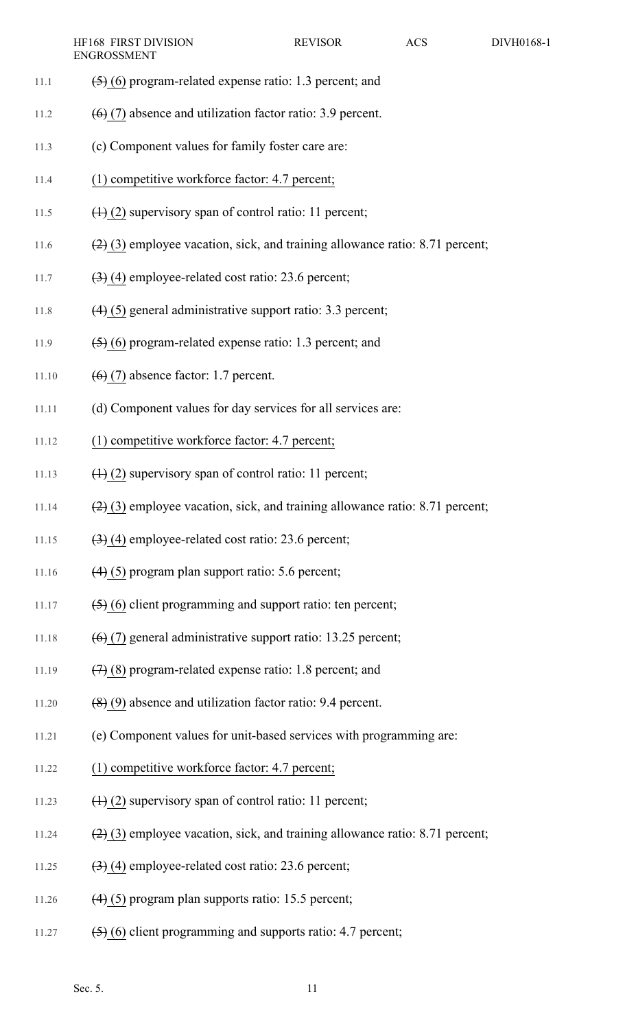~~(5)~~ (6) program-related expense ratio: 1.3 percent; and

~~(6)~~ (7) absence and utilization factor ratio: 3.9 percent.

(c) Component values for family foster care are:

(1) competitive workforce factor: 4.7 percent;

~~(1)~~ (2) supervisory span of control ratio: 11 percent;

~~(2)~~ (3) employee vacation, sick, and training allowance ratio: 8.71 percent;

~~(3)~~ (4) employee-related cost ratio: 23.6 percent;

~~(4)~~ (5) general administrative support ratio: 3.3 percent;

~~(5)~~ (6) program-related expense ratio: 1.3 percent; and

~~(6)~~ (7) absence factor: 1.7 percent.

(d) Component values for day services for all services are:

(1) competitive workforce factor: 4.7 percent;

~~(1)~~ (2) supervisory span of control ratio: 11 percent;

~~(2)~~ (3) employee vacation, sick, and training allowance ratio: 8.71 percent;

~~(3)~~ (4) employee-related cost ratio: 23.6 percent;

~~(4)~~ (5) program plan support ratio: 5.6 percent;

~~(5)~~ (6) client programming and support ratio: ten percent;

~~(6)~~ (7) general administrative support ratio: 13.25 percent;

~~(7)~~ (8) program-related expense ratio: 1.8 percent; and

~~(8)~~ (9) absence and utilization factor ratio: 9.4 percent.

(e) Component values for unit-based services with programming are:

(1) competitive workforce factor: 4.7 percent;

~~(1)~~ (2) supervisory span of control ratio: 11 percent;

~~(2)~~ (3) employee vacation, sick, and training allowance ratio: 8.71 percent;

~~(3)~~ (4) employee-related cost ratio: 23.6 percent;

~~(4)~~ (5) program plan supports ratio: 15.5 percent;

~~(5)~~ (6) client programming and supports ratio: 4.7 percent;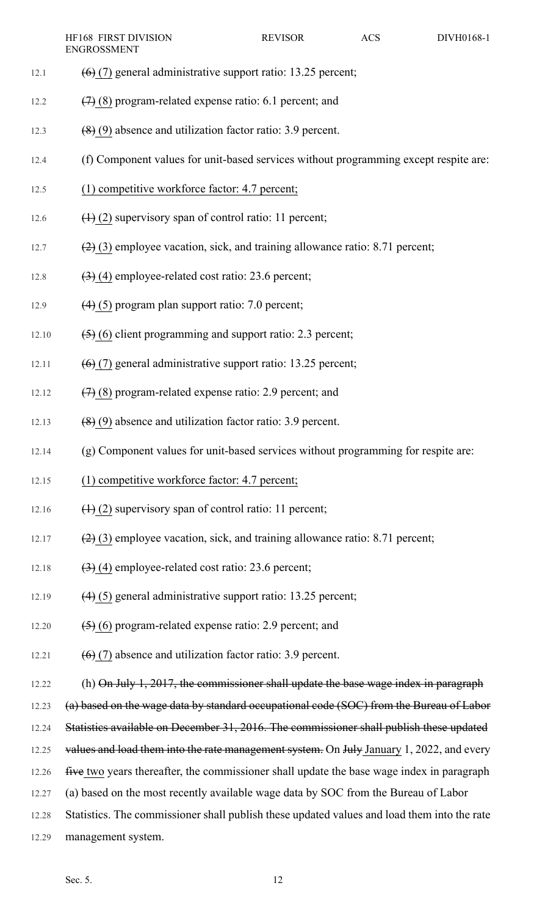~~(6)~~ <u>(7)</u> general administrative support ratio: 13.25 percent;

~~(7)~~ <u>(8)</u> program-related expense ratio: 6.1 percent; and

~~(8)~~ <u>(9)</u> absence and utilization factor ratio: 3.9 percent.

(f) Component values for unit-based services without programming except respite are:

<u>(1) competitive workforce factor: 4.7 percent;</u>

~~(1)~~ <u>(2)</u> supervisory span of control ratio: 11 percent;

~~(2)~~ <u>(3)</u> employee vacation, sick, and training allowance ratio: 8.71 percent;

~~(3)~~ <u>(4)</u> employee-related cost ratio: 23.6 percent;

~~(4)~~ <u>(5)</u> program plan support ratio: 7.0 percent;

~~(5)~~ <u>(6)</u> client programming and support ratio: 2.3 percent;

~~(6)~~ <u>(7)</u> general administrative support ratio: 13.25 percent;

~~(7)~~ <u>(8)</u> program-related expense ratio: 2.9 percent; and

~~(8)~~ <u>(9)</u> absence and utilization factor ratio: 3.9 percent.

(g) Component values for unit-based services without programming for respite are:

<u>(1) competitive workforce factor: 4.7 percent;</u>

~~(1)~~ <u>(2)</u> supervisory span of control ratio: 11 percent;

~~(2)~~ <u>(3)</u> employee vacation, sick, and training allowance ratio: 8.71 percent;

~~(3)~~ <u>(4)</u> employee-related cost ratio: 23.6 percent;

~~(4)~~ <u>(5)</u> general administrative support ratio: 13.25 percent;

~~(5)~~ <u>(6)</u> program-related expense ratio: 2.9 percent; and

~~(6)~~ <u>(7)</u> absence and utilization factor ratio: 3.9 percent.

(h) ~~On July 1, 2017, the commissioner shall update the base wage index in paragraph (a) based on the wage data by standard occupational code (SOC) from the Bureau of Labor Statistics available on December 31, 2016. The commissioner shall publish these updated values and load them into the rate management system.~~ On ~~July~~ <u>January</u> 1, 2022, and every ~~five~~ <u>two</u> years thereafter, the commissioner shall update the base wage index in paragraph (a) based on the most recently available wage data by SOC from the Bureau of Labor Statistics. The commissioner shall publish these updated values and load them into the rate management system.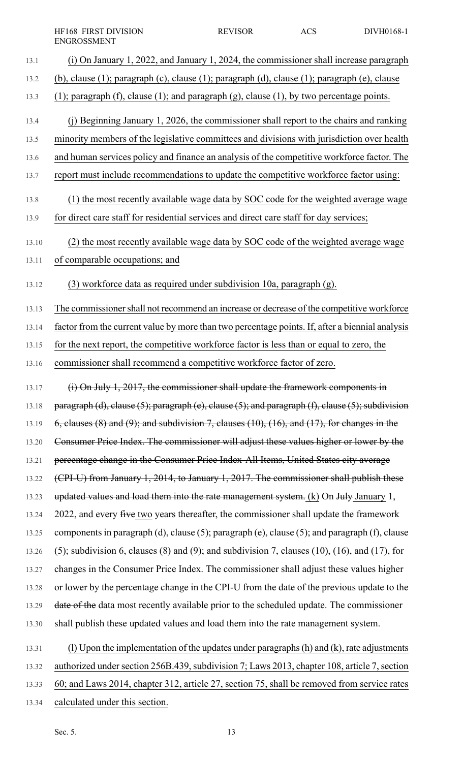(i) On January 1, 2022, and January 1, 2024, the commissioner shall increase paragraph (b), clause (1); paragraph (c), clause (1); paragraph (d), clause (1); paragraph (e), clause (1); paragraph (f), clause (1); and paragraph (g), clause (1), by two percentage points.

(j) Beginning January 1, 2026, the commissioner shall report to the chairs and ranking minority members of the legislative committees and divisions with jurisdiction over health and human services policy and finance an analysis of the competitive workforce factor. The report must include recommendations to update the competitive workforce factor using:

(1) the most recently available wage data by SOC code for the weighted average wage for direct care staff for residential services and direct care staff for day services;

(2) the most recently available wage data by SOC code of the weighted average wage of comparable occupations; and

(3) workforce data as required under subdivision 10a, paragraph (g).

The commissioner shall not recommend an increase or decrease of the competitive workforce factor from the current value by more than two percentage points. If, after a biennial analysis for the next report, the competitive workforce factor is less than or equal to zero, the commissioner shall recommend a competitive workforce factor of zero.

~~(i) On July 1, 2017, the commissioner shall update the framework components in paragraph (d), clause (5); paragraph (e), clause (5); and paragraph (f), clause (5); subdivision 6, clauses (8) and (9); and subdivision 7, clauses (10), (16), and (17), for changes in the Consumer Price Index. The commissioner will adjust these values higher or lower by the percentage change in the Consumer Price Index-All Items, United States city average (CPI-U) from January 1, 2014, to January 1, 2017. The commissioner shall publish these updated values and load them into the rate management system.~~ (k) On ~~July~~ January 1, 2022, and every ~~five~~ two years thereafter, the commissioner shall update the framework components in paragraph (d), clause (5); paragraph (e), clause (5); and paragraph (f), clause (5); subdivision 6, clauses (8) and (9); and subdivision 7, clauses (10), (16), and (17), for changes in the Consumer Price Index. The commissioner shall adjust these values higher or lower by the percentage change in the CPI-U from the date of the previous update to the ~~date of the~~ data most recently available prior to the scheduled update. The commissioner shall publish these updated values and load them into the rate management system.

(l) Upon the implementation of the updates under paragraphs (h) and (k), rate adjustments authorized under section 256B.439, subdivision 7; Laws 2013, chapter 108, article 7, section 60; and Laws 2014, chapter 312, article 27, section 75, shall be removed from service rates calculated under this section.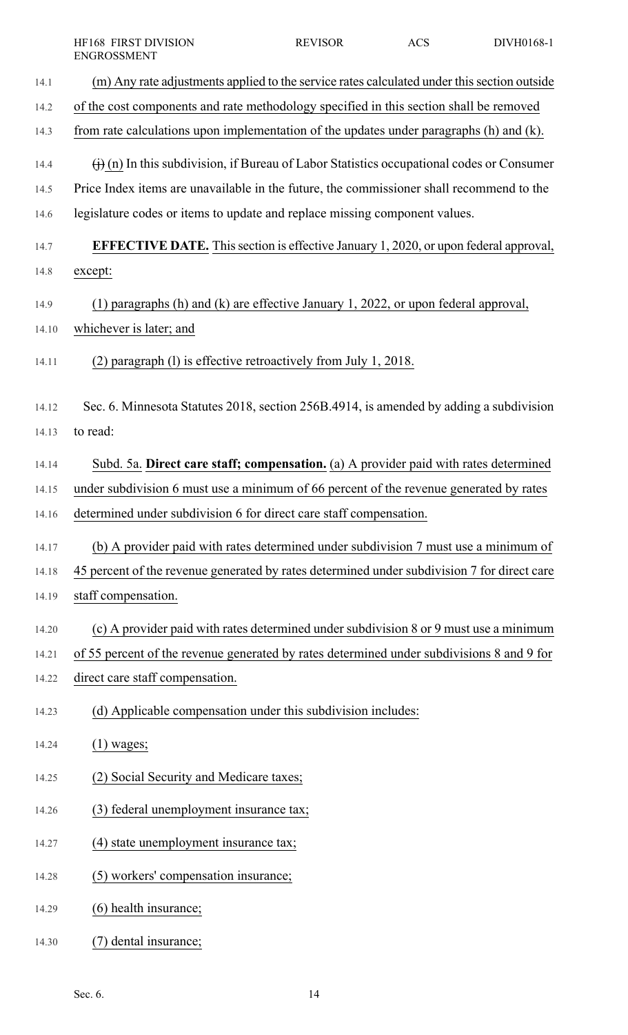(m) Any rate adjustments applied to the service rates calculated under this section outside of the cost components and rate methodology specified in this section shall be removed from rate calculations upon implementation of the updates under paragraphs (h) and (k).

~~(j)~~ (n) In this subdivision, if Bureau of Labor Statistics occupational codes or Consumer Price Index items are unavailable in the future, the commissioner shall recommend to the legislature codes or items to update and replace missing component values.

**EFFECTIVE DATE.** This section is effective January 1, 2020, or upon federal approval, except:

(1) paragraphs (h) and (k) are effective January 1, 2022, or upon federal approval, whichever is later; and

(2) paragraph (l) is effective retroactively from July 1, 2018.

Sec. 6. Minnesota Statutes 2018, section 256B.4914, is amended by adding a subdivision to read:

Subd. 5a. **Direct care staff; compensation.** (a) A provider paid with rates determined under subdivision 6 must use a minimum of 66 percent of the revenue generated by rates determined under subdivision 6 for direct care staff compensation.

(b) A provider paid with rates determined under subdivision 7 must use a minimum of 45 percent of the revenue generated by rates determined under subdivision 7 for direct care staff compensation.

(c) A provider paid with rates determined under subdivision 8 or 9 must use a minimum of 55 percent of the revenue generated by rates determined under subdivisions 8 and 9 for direct care staff compensation.

(d) Applicable compensation under this subdivision includes:

(1) wages;

(2) Social Security and Medicare taxes;

(3) federal unemployment insurance tax;

(4) state unemployment insurance tax;

(5) workers' compensation insurance;

(6) health insurance;

(7) dental insurance;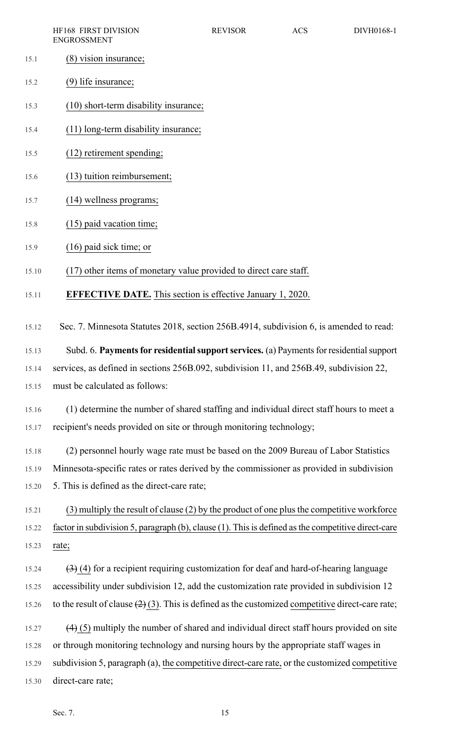(8) vision insurance;

(9) life insurance;

(10) short-term disability insurance;

(11) long-term disability insurance;

(12) retirement spending;

(13) tuition reimbursement;

(14) wellness programs;

(15) paid vacation time;

(16) paid sick time; or

(17) other items of monetary value provided to direct care staff.

**EFFECTIVE DATE.** This section is effective January 1, 2020.

Sec. 7. Minnesota Statutes 2018, section 256B.4914, subdivision 6, is amended to read:

Subd. 6. **Payments for residential support services.** (a) Payments for residential support services, as defined in sections 256B.092, subdivision 11, and 256B.49, subdivision 22, must be calculated as follows:

(1) determine the number of shared staffing and individual direct staff hours to meet a recipient's needs provided on site or through monitoring technology;

(2) personnel hourly wage rate must be based on the 2009 Bureau of Labor Statistics Minnesota-specific rates or rates derived by the commissioner as provided in subdivision 5. This is defined as the direct-care rate;

(3) multiply the result of clause (2) by the product of one plus the competitive workforce factor in subdivision 5, paragraph (b), clause (1). This is defined as the competitive direct-care rate;

~~(3)~~ (4) for a recipient requiring customization for deaf and hard-of-hearing language accessibility under subdivision 12, add the customization rate provided in subdivision 12 to the result of clause ~~(2)~~ (3). This is defined as the customized competitive direct-care rate;

~~(4)~~ (5) multiply the number of shared and individual direct staff hours provided on site or through monitoring technology and nursing hours by the appropriate staff wages in subdivision 5, paragraph (a), the competitive direct-care rate, or the customized competitive direct-care rate;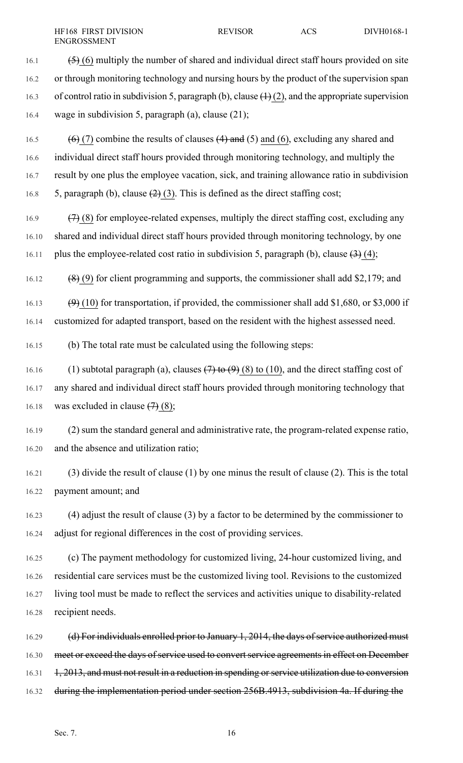~~(5)~~ (6) multiply the number of shared and individual direct staff hours provided on site or through monitoring technology and nursing hours by the product of the supervision span of control ratio in subdivision 5, paragraph (b), clause ~~(1)~~ (2), and the appropriate supervision wage in subdivision 5, paragraph (a), clause (21);

~~(6)~~ (7) combine the results of clauses ~~(4) and~~ (5) and (6), excluding any shared and individual direct staff hours provided through monitoring technology, and multiply the result by one plus the employee vacation, sick, and training allowance ratio in subdivision 5, paragraph (b), clause ~~(2)~~ (3). This is defined as the direct staffing cost;

~~(7)~~ (8) for employee-related expenses, multiply the direct staffing cost, excluding any shared and individual direct staff hours provided through monitoring technology, by one plus the employee-related cost ratio in subdivision 5, paragraph (b), clause ~~(3)~~ (4);

~~(8)~~ (9) for client programming and supports, the commissioner shall add $2,179; and

~~(9)~~ (10) for transportation, if provided, the commissioner shall add $1,680, or $3,000 if customized for adapted transport, based on the resident with the highest assessed need.

(b) The total rate must be calculated using the following steps:

(1) subtotal paragraph (a), clauses ~~(7) to (9)~~ (8) to (10), and the direct staffing cost of any shared and individual direct staff hours provided through monitoring technology that was excluded in clause ~~(7)~~ (8);

(2) sum the standard general and administrative rate, the program-related expense ratio, and the absence and utilization ratio;

(3) divide the result of clause (1) by one minus the result of clause (2). This is the total payment amount; and

(4) adjust the result of clause (3) by a factor to be determined by the commissioner to adjust for regional differences in the cost of providing services.

(c) The payment methodology for customized living, 24-hour customized living, and residential care services must be the customized living tool. Revisions to the customized living tool must be made to reflect the services and activities unique to disability-related recipient needs.

~~(d) For individuals enrolled prior to January 1, 2014, the days of service authorized must meet or exceed the days of service used to convert service agreements in effect on December 1, 2013, and must not result in a reduction in spending or service utilization due to conversion during the implementation period under section 256B.4913, subdivision 4a. If during the~~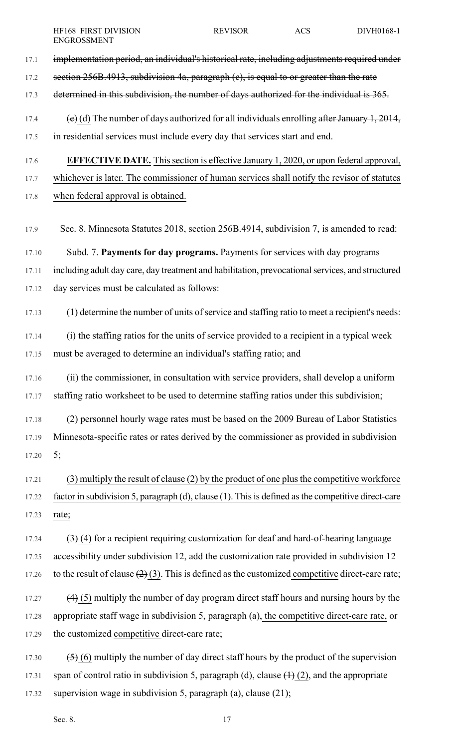~~implementation period, an individual's historical rate, including adjustments required under section 256B.4913, subdivision 4a, paragraph (c), is equal to or greater than the rate determined in this subdivision, the number of days authorized for the individual is 365.~~

~~(e)~~ (d) The number of days authorized for all individuals enrolling ~~after January 1, 2014,~~ in residential services must include every day that services start and end.

**EFFECTIVE DATE.** This section is effective January 1, 2020, or upon federal approval, whichever is later. The commissioner of human services shall notify the revisor of statutes when federal approval is obtained.

Sec. 8. Minnesota Statutes 2018, section 256B.4914, subdivision 7, is amended to read:

Subd. 7. **Payments for day programs.** Payments for services with day programs including adult day care, day treatment and habilitation, prevocational services, and structured day services must be calculated as follows:

(1) determine the number of units of service and staffing ratio to meet a recipient's needs:

(i) the staffing ratios for the units of service provided to a recipient in a typical week must be averaged to determine an individual's staffing ratio; and

(ii) the commissioner, in consultation with service providers, shall develop a uniform staffing ratio worksheet to be used to determine staffing ratios under this subdivision;

(2) personnel hourly wage rates must be based on the 2009 Bureau of Labor Statistics Minnesota-specific rates or rates derived by the commissioner as provided in subdivision 5;

(3) multiply the result of clause (2) by the product of one plus the competitive workforce factor in subdivision 5, paragraph (d), clause (1). This is defined as the competitive direct-care rate;

~~(3)~~ (4) for a recipient requiring customization for deaf and hard-of-hearing language accessibility under subdivision 12, add the customization rate provided in subdivision 12 to the result of clause ~~(2)~~ (3). This is defined as the customized competitive direct-care rate;

~~(4)~~ (5) multiply the number of day program direct staff hours and nursing hours by the appropriate staff wage in subdivision 5, paragraph (a), the competitive direct-care rate, or the customized competitive direct-care rate;

~~(5)~~ (6) multiply the number of day direct staff hours by the product of the supervision span of control ratio in subdivision 5, paragraph (d), clause ~~(1)~~ (2), and the appropriate supervision wage in subdivision 5, paragraph (a), clause (21);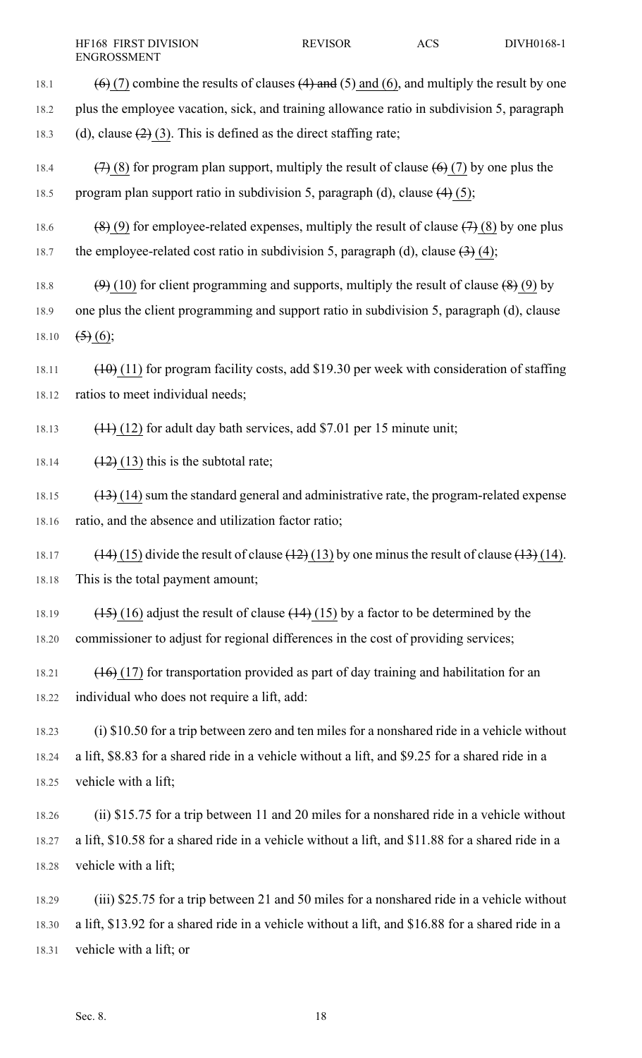~~(6)~~ (7) combine the results of clauses ~~(4) and~~ (5) and (6), and multiply the result by one plus the employee vacation, sick, and training allowance ratio in subdivision 5, paragraph (d), clause ~~(2)~~ (3). This is defined as the direct staffing rate;

~~(7)~~ (8) for program plan support, multiply the result of clause ~~(6)~~ (7) by one plus the program plan support ratio in subdivision 5, paragraph (d), clause ~~(4)~~ (5);

~~(8)~~ (9) for employee-related expenses, multiply the result of clause ~~(7)~~ (8) by one plus the employee-related cost ratio in subdivision 5, paragraph (d), clause ~~(3)~~ (4);

~~(9)~~ (10) for client programming and supports, multiply the result of clause ~~(8)~~ (9) by one plus the client programming and support ratio in subdivision 5, paragraph (d), clause ~~(5)~~ (6);

~~(10)~~ (11) for program facility costs, add $19.30 per week with consideration of staffing ratios to meet individual needs;

~~(11)~~ (12) for adult day bath services, add $7.01 per 15 minute unit;

~~(12)~~ (13) this is the subtotal rate;

~~(13)~~ (14) sum the standard general and administrative rate, the program-related expense ratio, and the absence and utilization factor ratio;

~~(14)~~ (15) divide the result of clause ~~(12)~~ (13) by one minus the result of clause ~~(13)~~ (14). This is the total payment amount;

~~(15)~~ (16) adjust the result of clause ~~(14)~~ (15) by a factor to be determined by the commissioner to adjust for regional differences in the cost of providing services;

~~(16)~~ (17) for transportation provided as part of day training and habilitation for an individual who does not require a lift, add:

(i) $10.50 for a trip between zero and ten miles for a nonshared ride in a vehicle without a lift, $8.83 for a shared ride in a vehicle without a lift, and $9.25 for a shared ride in a vehicle with a lift;

(ii) $15.75 for a trip between 11 and 20 miles for a nonshared ride in a vehicle without a lift, $10.58 for a shared ride in a vehicle without a lift, and $11.88 for a shared ride in a vehicle with a lift;

(iii) $25.75 for a trip between 21 and 50 miles for a nonshared ride in a vehicle without a lift, $13.92 for a shared ride in a vehicle without a lift, and $16.88 for a shared ride in a vehicle with a lift; or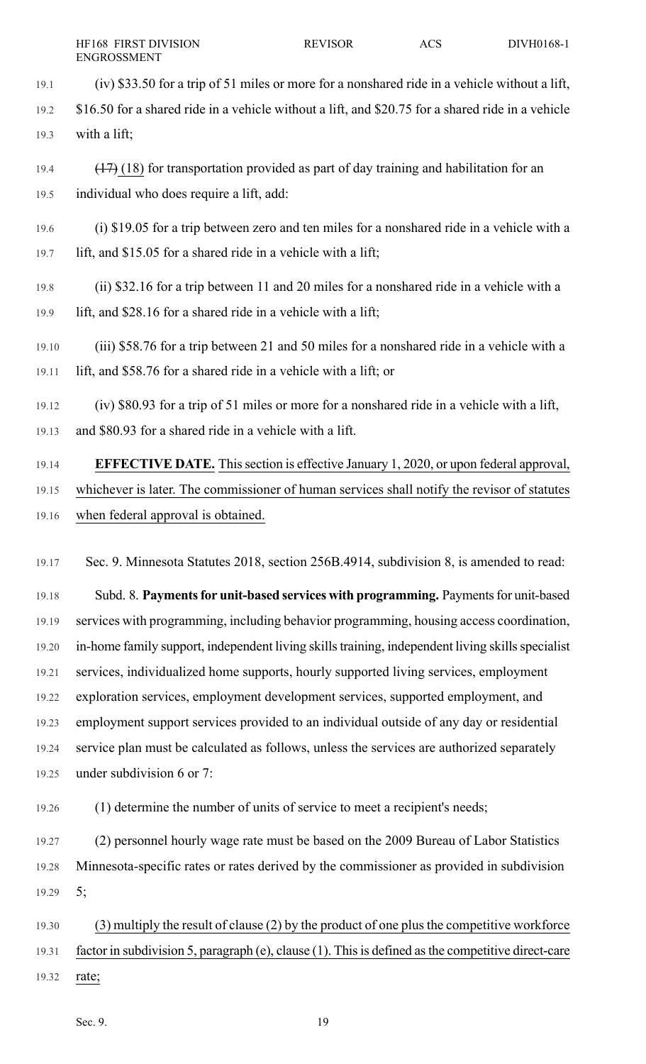(iv) $33.50 for a trip of 51 miles or more for a nonshared ride in a vehicle without a lift, $16.50 for a shared ride in a vehicle without a lift, and $20.75 for a shared ride in a vehicle with a lift;

~~(17)~~ (18) for transportation provided as part of day training and habilitation for an individual who does require a lift, add:

(i) $19.05 for a trip between zero and ten miles for a nonshared ride in a vehicle with a lift, and $15.05 for a shared ride in a vehicle with a lift;

(ii) $32.16 for a trip between 11 and 20 miles for a nonshared ride in a vehicle with a lift, and $28.16 for a shared ride in a vehicle with a lift;

(iii) $58.76 for a trip between 21 and 50 miles for a nonshared ride in a vehicle with a lift, and $58.76 for a shared ride in a vehicle with a lift; or

(iv) $80.93 for a trip of 51 miles or more for a nonshared ride in a vehicle with a lift, and $80.93 for a shared ride in a vehicle with a lift.

**EFFECTIVE DATE.** This section is effective January 1, 2020, or upon federal approval, whichever is later. The commissioner of human services shall notify the revisor of statutes when federal approval is obtained.

Sec. 9. Minnesota Statutes 2018, section 256B.4914, subdivision 8, is amended to read:

Subd. 8. **Payments for unit-based services with programming.** Payments for unit-based services with programming, including behavior programming, housing access coordination, in-home family support, independent living skills training, independent living skills specialist services, individualized home supports, hourly supported living services, employment exploration services, employment development services, supported employment, and employment support services provided to an individual outside of any day or residential service plan must be calculated as follows, unless the services are authorized separately under subdivision 6 or 7:

(1) determine the number of units of service to meet a recipient's needs;

(2) personnel hourly wage rate must be based on the 2009 Bureau of Labor Statistics Minnesota-specific rates or rates derived by the commissioner as provided in subdivision 5;

(3) multiply the result of clause (2) by the product of one plus the competitive workforce factor in subdivision 5, paragraph (e), clause (1). This is defined as the competitive direct-care rate;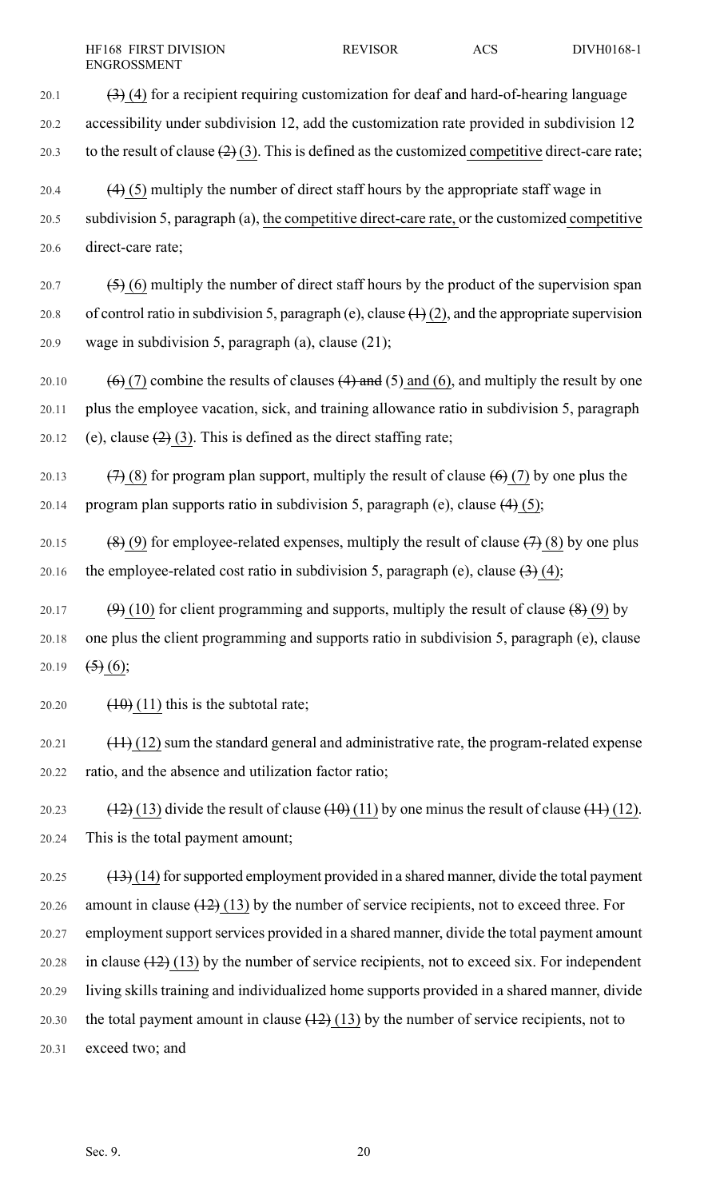~~(3)~~ (4) for a recipient requiring customization for deaf and hard-of-hearing language accessibility under subdivision 12, add the customization rate provided in subdivision 12 to the result of clause ~~(2)~~ (3). This is defined as the customized competitive direct-care rate;

~~(4)~~ (5) multiply the number of direct staff hours by the appropriate staff wage in subdivision 5, paragraph (a), the competitive direct-care rate, or the customized competitive direct-care rate;

~~(5)~~ (6) multiply the number of direct staff hours by the product of the supervision span of control ratio in subdivision 5, paragraph (e), clause ~~(1)~~ (2), and the appropriate supervision wage in subdivision 5, paragraph (a), clause (21);

~~(6)~~ (7) combine the results of clauses ~~(4) and~~ (5) and (6), and multiply the result by one plus the employee vacation, sick, and training allowance ratio in subdivision 5, paragraph (e), clause ~~(2)~~ (3). This is defined as the direct staffing rate;

~~(7)~~ (8) for program plan support, multiply the result of clause ~~(6)~~ (7) by one plus the program plan supports ratio in subdivision 5, paragraph (e), clause ~~(4)~~ (5);

~~(8)~~ (9) for employee-related expenses, multiply the result of clause ~~(7)~~ (8) by one plus the employee-related cost ratio in subdivision 5, paragraph (e), clause ~~(3)~~ (4);

~~(9)~~ (10) for client programming and supports, multiply the result of clause ~~(8)~~ (9) by one plus the client programming and supports ratio in subdivision 5, paragraph (e), clause ~~(5)~~ (6);

~~(10)~~ (11) this is the subtotal rate;

~~(11)~~ (12) sum the standard general and administrative rate, the program-related expense ratio, and the absence and utilization factor ratio;

~~(12)~~ (13) divide the result of clause ~~(10)~~ (11) by one minus the result of clause ~~(11)~~ (12). This is the total payment amount;

~~(13)~~ (14) for supported employment provided in a shared manner, divide the total payment amount in clause ~~(12)~~ (13) by the number of service recipients, not to exceed three. For employment support services provided in a shared manner, divide the total payment amount in clause ~~(12)~~ (13) by the number of service recipients, not to exceed six. For independent living skills training and individualized home supports provided in a shared manner, divide the total payment amount in clause ~~(12)~~ (13) by the number of service recipients, not to exceed two; and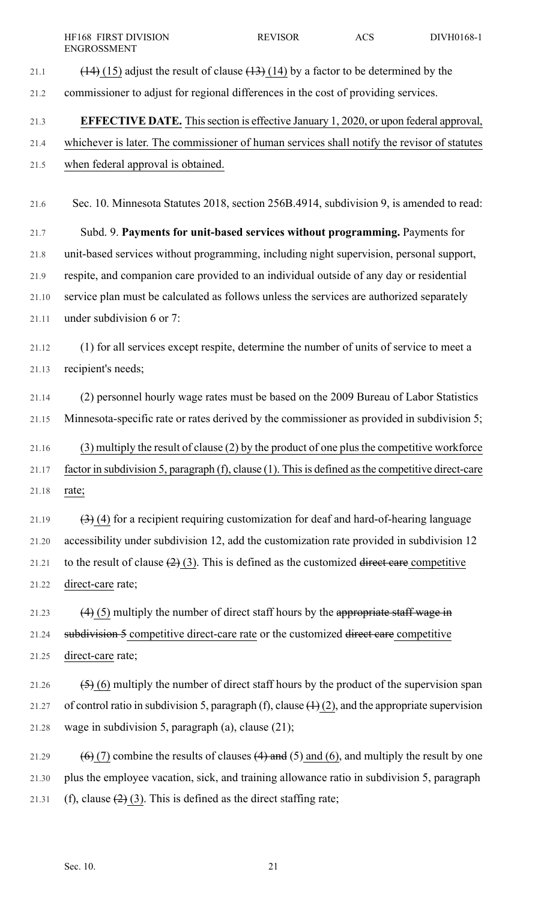~~(14)~~ (15) adjust the result of clause ~~(13)~~ (14) by a factor to be determined by the commissioner to adjust for regional differences in the cost of providing services.

**EFFECTIVE DATE.** This section is effective January 1, 2020, or upon federal approval, whichever is later. The commissioner of human services shall notify the revisor of statutes when federal approval is obtained.

Sec. 10. Minnesota Statutes 2018, section 256B.4914, subdivision 9, is amended to read:

Subd. 9. **Payments for unit-based services without programming.** Payments for unit-based services without programming, including night supervision, personal support, respite, and companion care provided to an individual outside of any day or residential service plan must be calculated as follows unless the services are authorized separately under subdivision 6 or 7:

(1) for all services except respite, determine the number of units of service to meet a recipient's needs;

(2) personnel hourly wage rates must be based on the 2009 Bureau of Labor Statistics Minnesota-specific rate or rates derived by the commissioner as provided in subdivision 5;

(3) multiply the result of clause (2) by the product of one plus the competitive workforce factor in subdivision 5, paragraph (f), clause (1). This is defined as the competitive direct-care rate;

~~(3)~~ (4) for a recipient requiring customization for deaf and hard-of-hearing language accessibility under subdivision 12, add the customization rate provided in subdivision 12 to the result of clause ~~(2)~~ (3). This is defined as the customized ~~direct care~~ competitive direct-care rate;

~~(4)~~ (5) multiply the number of direct staff hours by the ~~appropriate staff wage in subdivision 5~~ competitive direct-care rate or the customized ~~direct care~~ competitive direct-care rate;

~~(5)~~ (6) multiply the number of direct staff hours by the product of the supervision span of control ratio in subdivision 5, paragraph (f), clause ~~(1)~~ (2), and the appropriate supervision wage in subdivision 5, paragraph (a), clause (21);

~~(6)~~ (7) combine the results of clauses ~~(4) and~~ (5) and (6), and multiply the result by one plus the employee vacation, sick, and training allowance ratio in subdivision 5, paragraph (f), clause ~~(2)~~ (3). This is defined as the direct staffing rate;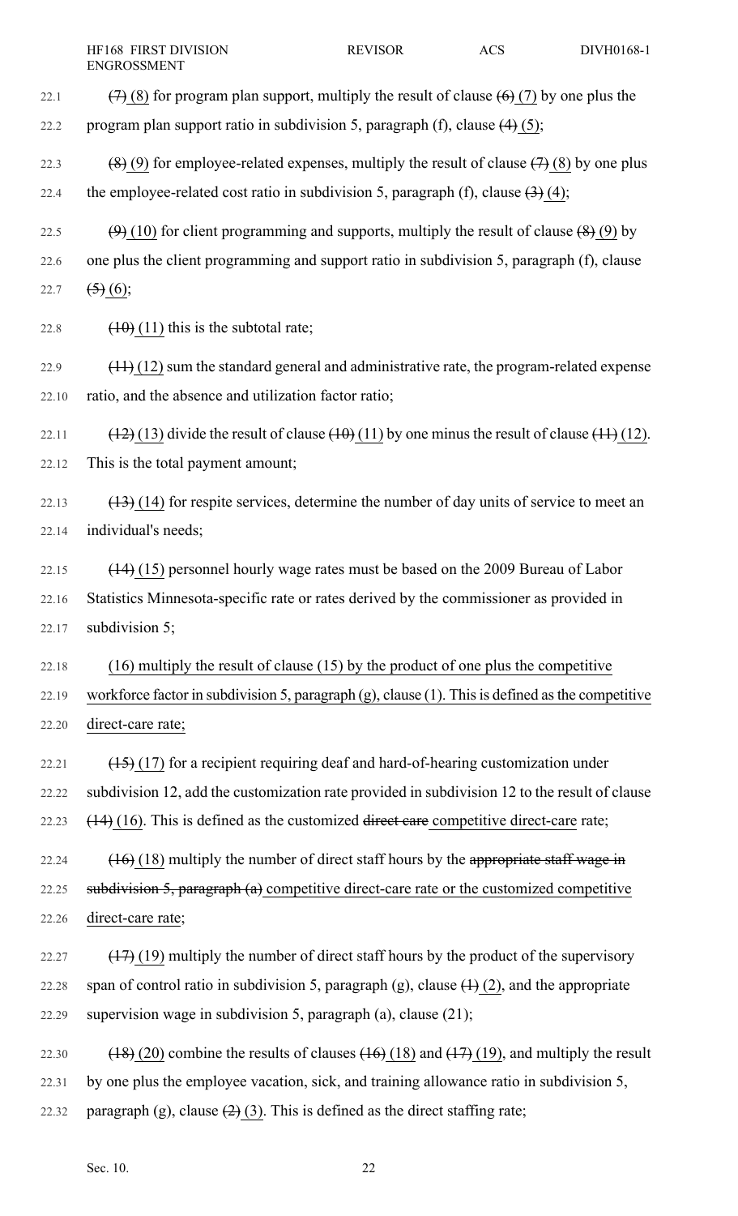~~(7)~~ (8) for program plan support, multiply the result of clause ~~(6)~~ (7) by one plus the program plan support ratio in subdivision 5, paragraph (f), clause ~~(4)~~ (5);

~~(8)~~ (9) for employee-related expenses, multiply the result of clause ~~(7)~~ (8) by one plus the employee-related cost ratio in subdivision 5, paragraph (f), clause ~~(3)~~ (4);

~~(9)~~ (10) for client programming and supports, multiply the result of clause ~~(8)~~ (9) by one plus the client programming and support ratio in subdivision 5, paragraph (f), clause ~~(5)~~ (6);

~~(10)~~ (11) this is the subtotal rate;

~~(11)~~ (12) sum the standard general and administrative rate, the program-related expense ratio, and the absence and utilization factor ratio;

~~(12)~~ (13) divide the result of clause ~~(10)~~ (11) by one minus the result of clause ~~(11)~~ (12). This is the total payment amount;

~~(13)~~ (14) for respite services, determine the number of day units of service to meet an individual's needs;

~~(14)~~ (15) personnel hourly wage rates must be based on the 2009 Bureau of Labor Statistics Minnesota-specific rate or rates derived by the commissioner as provided in subdivision 5;

(16) multiply the result of clause (15) by the product of one plus the competitive workforce factor in subdivision 5, paragraph (g), clause (1). This is defined as the competitive direct-care rate;

~~(15)~~ (17) for a recipient requiring deaf and hard-of-hearing customization under subdivision 12, add the customization rate provided in subdivision 12 to the result of clause ~~(14)~~ (16). This is defined as the customized ~~direct care~~ competitive direct-care rate;

~~(16)~~ (18) multiply the number of direct staff hours by the ~~appropriate staff wage in subdivision 5, paragraph (a)~~ competitive direct-care rate or the customized competitive direct-care rate;

~~(17)~~ (19) multiply the number of direct staff hours by the product of the supervisory span of control ratio in subdivision 5, paragraph (g), clause ~~(1)~~ (2), and the appropriate supervision wage in subdivision 5, paragraph (a), clause (21);

~~(18)~~ (20) combine the results of clauses ~~(16)~~ (18) and ~~(17)~~ (19), and multiply the result by one plus the employee vacation, sick, and training allowance ratio in subdivision 5, paragraph (g), clause ~~(2)~~ (3). This is defined as the direct staffing rate;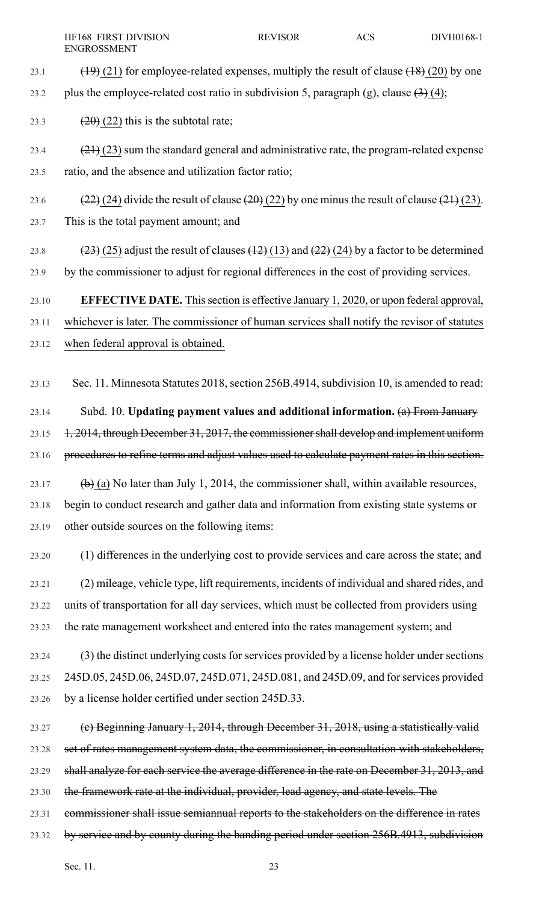~~(19)~~ (21) for employee-related expenses, multiply the result of clause ~~(18)~~ (20) by one plus the employee-related cost ratio in subdivision 5, paragraph (g), clause ~~(3)~~ (4);

~~(20)~~ (22) this is the subtotal rate;

~~(21)~~ (23) sum the standard general and administrative rate, the program-related expense ratio, and the absence and utilization factor ratio;

~~(22)~~ (24) divide the result of clause ~~(20)~~ (22) by one minus the result of clause ~~(21)~~ (23). This is the total payment amount; and

~~(23)~~ (25) adjust the result of clauses ~~(12)~~ (13) and ~~(22)~~ (24) by a factor to be determined by the commissioner to adjust for regional differences in the cost of providing services.

**EFFECTIVE DATE.** This section is effective January 1, 2020, or upon federal approval, whichever is later. The commissioner of human services shall notify the revisor of statutes when federal approval is obtained.

Sec. 11. Minnesota Statutes 2018, section 256B.4914, subdivision 10, is amended to read:

Subd. 10. **Updating payment values and additional information.** ~~(a) From January 1, 2014, through December 31, 2017, the commissioner shall develop and implement uniform procedures to refine terms and adjust values used to calculate payment rates in this section.~~

~~(b)~~ (a) No later than July 1, 2014, the commissioner shall, within available resources, begin to conduct research and gather data and information from existing state systems or other outside sources on the following items:

(1) differences in the underlying cost to provide services and care across the state; and

(2) mileage, vehicle type, lift requirements, incidents of individual and shared rides, and units of transportation for all day services, which must be collected from providers using the rate management worksheet and entered into the rates management system; and

(3) the distinct underlying costs for services provided by a license holder under sections 245D.05, 245D.06, 245D.07, 245D.071, 245D.081, and 245D.09, and for services provided by a license holder certified under section 245D.33.

~~(c) Beginning January 1, 2014, through December 31, 2018, using a statistically valid set of rates management system data, the commissioner, in consultation with stakeholders, shall analyze for each service the average difference in the rate on December 31, 2013, and the framework rate at the individual, provider, lead agency, and state levels. The commissioner shall issue semiannual reports to the stakeholders on the difference in rates by service and by county during the banding period under section 256B.4913, subdivision~~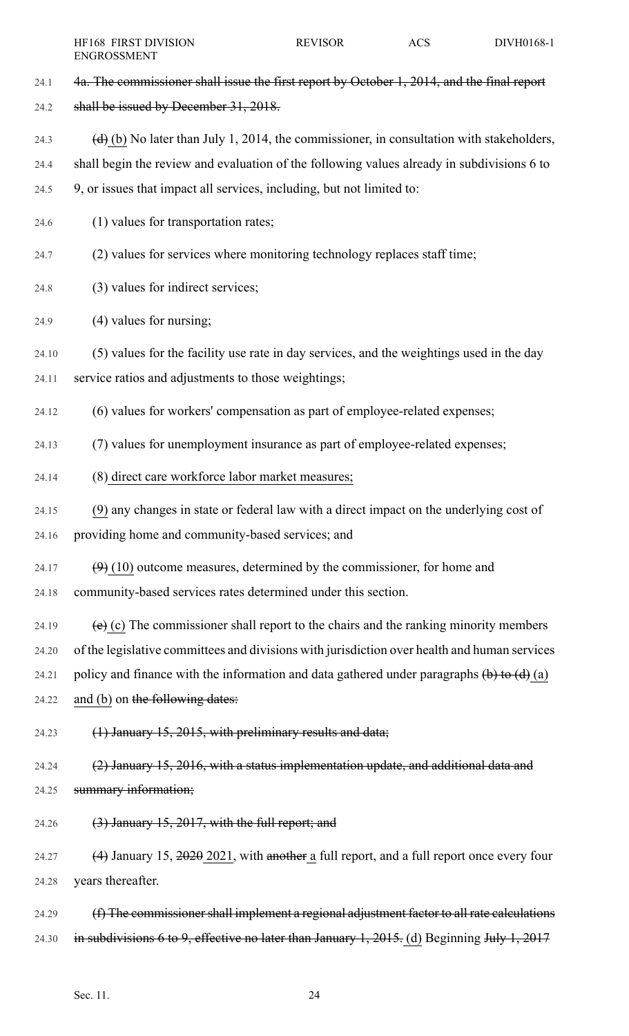~~4a. The commissioner shall issue the first report by October 1, 2014, and the final report shall be issued by December 31, 2018.~~

~~(d)~~ (b) No later than July 1, 2014, the commissioner, in consultation with stakeholders, shall begin the review and evaluation of the following values already in subdivisions 6 to 9, or issues that impact all services, including, but not limited to:

(1) values for transportation rates;

(2) values for services where monitoring technology replaces staff time;

(3) values for indirect services;

(4) values for nursing;

(5) values for the facility use rate in day services, and the weightings used in the day service ratios and adjustments to those weightings;

(6) values for workers' compensation as part of employee-related expenses;

(7) values for unemployment insurance as part of employee-related expenses;

(8) <u>direct care workforce labor market measures;</u>

<u>(9)</u> any changes in state or federal law with a direct impact on the underlying cost of providing home and community-based services; and

~~(9)~~ <u>(10)</u> outcome measures, determined by the commissioner, for home and community-based services rates determined under this section.

~~(e)~~ <u>(c)</u> The commissioner shall report to the chairs and the ranking minority members of the legislative committees and divisions with jurisdiction over health and human services policy and finance with the information and data gathered under paragraphs ~~(b) to (d)~~ <u>(a) and (b)</u> on ~~the following dates:~~

~~(1) January 15, 2015, with preliminary results and data;~~

~~(2) January 15, 2016, with a status implementation update, and additional data and summary information;~~

~~(3) January 15, 2017, with the full report; and~~

~~(4)~~ January 15, ~~2020~~ <u>2021</u>, with ~~another~~ <u>a</u> full report, and a full report once every four years thereafter.

~~(f) The commissioner shall implement a regional adjustment factor to all rate calculations in subdivisions 6 to 9, effective no later than January 1, 2015.~~ <u>(d)</u> Beginning ~~July 1, 2017~~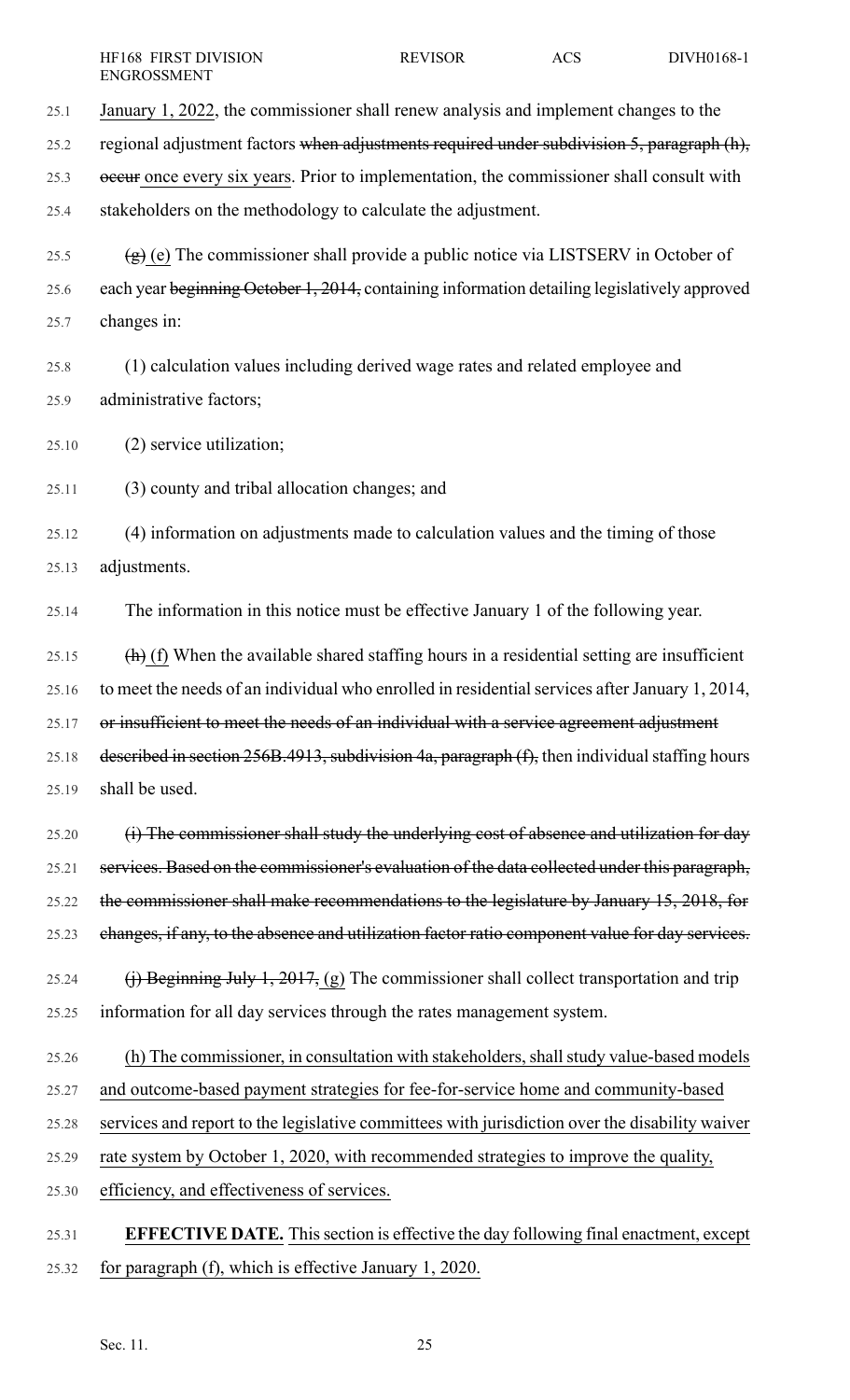January 1, 2022, the commissioner shall renew analysis and implement changes to the regional adjustment factors ~~when adjustments required under subdivision 5, paragraph (h), occur~~ once every six years. Prior to implementation, the commissioner shall consult with stakeholders on the methodology to calculate the adjustment.

~~(g)~~ (e) The commissioner shall provide a public notice via LISTSERV in October of each year ~~beginning October 1, 2014,~~ containing information detailing legislatively approved changes in:

(1) calculation values including derived wage rates and related employee and administrative factors;

(2) service utilization;

(3) county and tribal allocation changes; and

(4) information on adjustments made to calculation values and the timing of those adjustments.

The information in this notice must be effective January 1 of the following year.

~~(h)~~ (f) When the available shared staffing hours in a residential setting are insufficient to meet the needs of an individual who enrolled in residential services after January 1, 2014, ~~or insufficient to meet the needs of an individual with a service agreement adjustment described in section 256B.4913, subdivision 4a, paragraph (f),~~ then individual staffing hours shall be used.

~~(i) The commissioner shall study the underlying cost of absence and utilization for day services. Based on the commissioner's evaluation of the data collected under this paragraph, the commissioner shall make recommendations to the legislature by January 15, 2018, for changes, if any, to the absence and utilization factor ratio component value for day services.~~

~~(j) Beginning July 1, 2017,~~ (g) The commissioner shall collect transportation and trip information for all day services through the rates management system.

(h) The commissioner, in consultation with stakeholders, shall study value-based models and outcome-based payment strategies for fee-for-service home and community-based services and report to the legislative committees with jurisdiction over the disability waiver rate system by October 1, 2020, with recommended strategies to improve the quality, efficiency, and effectiveness of services.

**EFFECTIVE DATE.** This section is effective the day following final enactment, except for paragraph (f), which is effective January 1, 2020.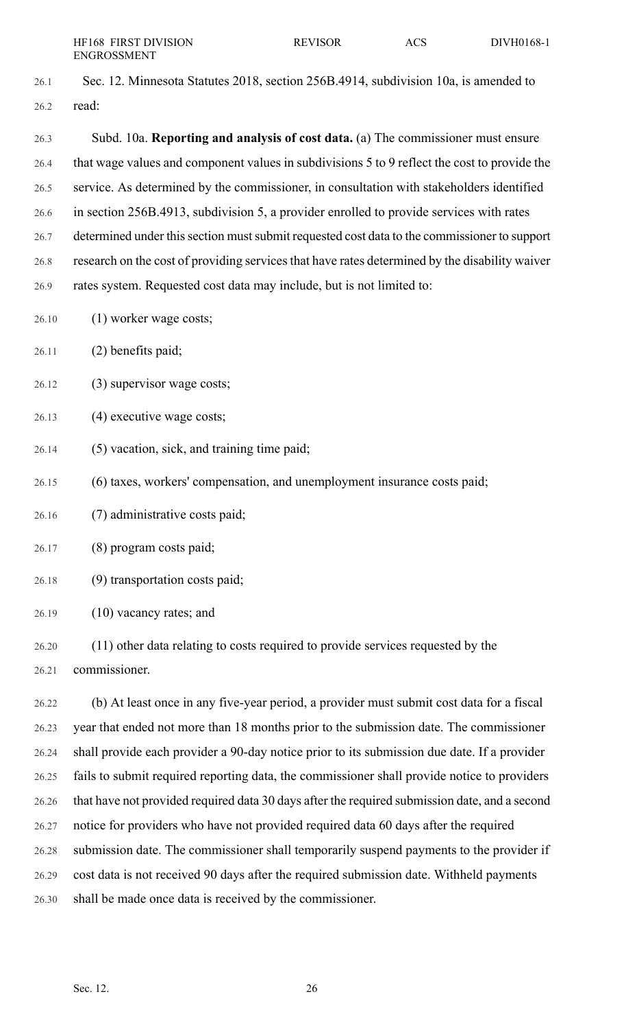Sec. 12. Minnesota Statutes 2018, section 256B.4914, subdivision 10a, is amended to read:

Subd. 10a. **Reporting and analysis of cost data.** (a) The commissioner must ensure that wage values and component values in subdivisions 5 to 9 reflect the cost to provide the service. As determined by the commissioner, in consultation with stakeholders identified in section 256B.4913, subdivision 5, a provider enrolled to provide services with rates determined under this section must submit requested cost data to the commissioner to support research on the cost of providing services that have rates determined by the disability waiver rates system. Requested cost data may include, but is not limited to:

(1) worker wage costs;

(2) benefits paid;

(3) supervisor wage costs;

(4) executive wage costs;

(5) vacation, sick, and training time paid;

(6) taxes, workers' compensation, and unemployment insurance costs paid;

(7) administrative costs paid;

(8) program costs paid;

(9) transportation costs paid;

(10) vacancy rates; and

(11) other data relating to costs required to provide services requested by the commissioner.

(b) At least once in any five-year period, a provider must submit cost data for a fiscal year that ended not more than 18 months prior to the submission date. The commissioner shall provide each provider a 90-day notice prior to its submission due date. If a provider fails to submit required reporting data, the commissioner shall provide notice to providers that have not provided required data 30 days after the required submission date, and a second notice for providers who have not provided required data 60 days after the required submission date. The commissioner shall temporarily suspend payments to the provider if cost data is not received 90 days after the required submission date. Withheld payments shall be made once data is received by the commissioner.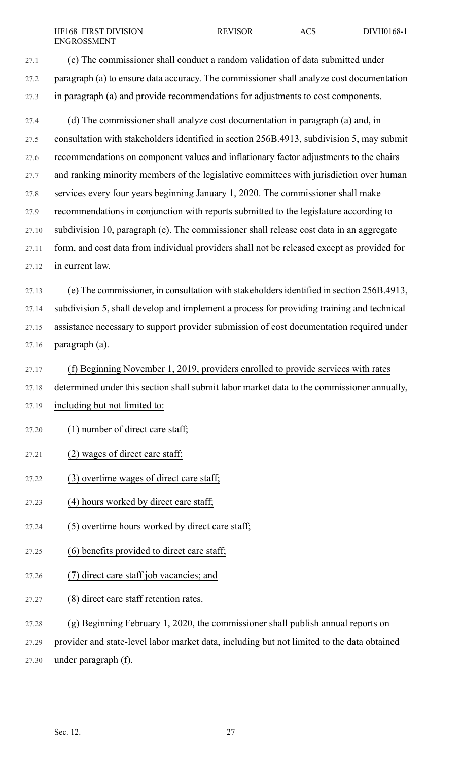(c) The commissioner shall conduct a random validation of data submitted under paragraph (a) to ensure data accuracy. The commissioner shall analyze cost documentation in paragraph (a) and provide recommendations for adjustments to cost components.

(d) The commissioner shall analyze cost documentation in paragraph (a) and, in consultation with stakeholders identified in section 256B.4913, subdivision 5, may submit recommendations on component values and inflationary factor adjustments to the chairs and ranking minority members of the legislative committees with jurisdiction over human services every four years beginning January 1, 2020. The commissioner shall make recommendations in conjunction with reports submitted to the legislature according to subdivision 10, paragraph (e). The commissioner shall release cost data in an aggregate form, and cost data from individual providers shall not be released except as provided for in current law.

(e) The commissioner, in consultation with stakeholders identified in section 256B.4913, subdivision 5, shall develop and implement a process for providing training and technical assistance necessary to support provider submission of cost documentation required under paragraph (a).

(f) Beginning November 1, 2019, providers enrolled to provide services with rates determined under this section shall submit labor market data to the commissioner annually, including but not limited to:

(1) number of direct care staff;

(2) wages of direct care staff;

(3) overtime wages of direct care staff;

(4) hours worked by direct care staff;

(5) overtime hours worked by direct care staff;

(6) benefits provided to direct care staff;

(7) direct care staff job vacancies; and

(8) direct care staff retention rates.

(g) Beginning February 1, 2020, the commissioner shall publish annual reports on provider and state-level labor market data, including but not limited to the data obtained under paragraph (f).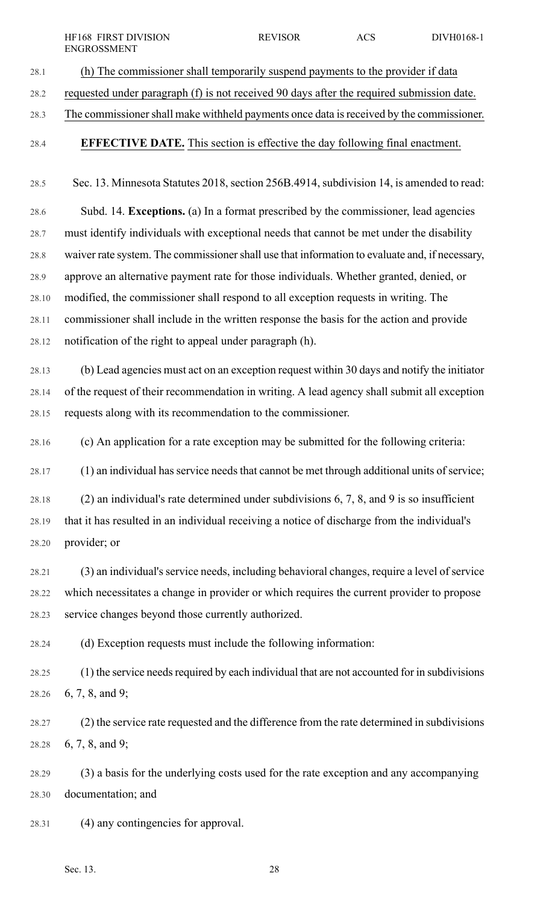(h) The commissioner shall temporarily suspend payments to the provider if data requested under paragraph (f) is not received 90 days after the required submission date. The commissioner shall make withheld payments once data is received by the commissioner.

**EFFECTIVE DATE.** This section is effective the day following final enactment.

Sec. 13. Minnesota Statutes 2018, section 256B.4914, subdivision 14, is amended to read:

Subd. 14. **Exceptions.** (a) In a format prescribed by the commissioner, lead agencies must identify individuals with exceptional needs that cannot be met under the disability waiver rate system. The commissioner shall use that information to evaluate and, if necessary, approve an alternative payment rate for those individuals. Whether granted, denied, or modified, the commissioner shall respond to all exception requests in writing. The commissioner shall include in the written response the basis for the action and provide notification of the right to appeal under paragraph (h).

(b) Lead agencies must act on an exception request within 30 days and notify the initiator of the request of their recommendation in writing. A lead agency shall submit all exception requests along with its recommendation to the commissioner.

(c) An application for a rate exception may be submitted for the following criteria:

(1) an individual has service needs that cannot be met through additional units of service;

(2) an individual's rate determined under subdivisions 6, 7, 8, and 9 is so insufficient that it has resulted in an individual receiving a notice of discharge from the individual's provider; or

(3) an individual's service needs, including behavioral changes, require a level of service which necessitates a change in provider or which requires the current provider to propose service changes beyond those currently authorized.

(d) Exception requests must include the following information:

(1) the service needs required by each individual that are not accounted for in subdivisions 6, 7, 8, and 9;

(2) the service rate requested and the difference from the rate determined in subdivisions 6, 7, 8, and 9;

(3) a basis for the underlying costs used for the rate exception and any accompanying documentation; and

(4) any contingencies for approval.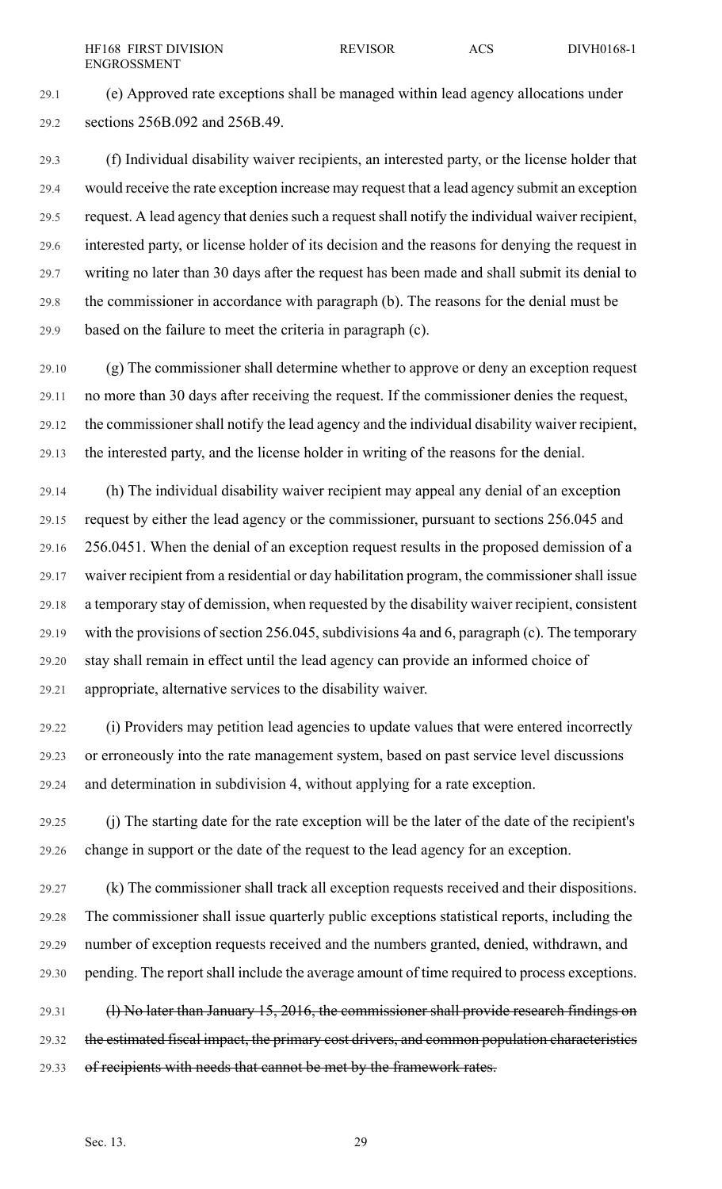(e) Approved rate exceptions shall be managed within lead agency allocations under sections 256B.092 and 256B.49.

(f) Individual disability waiver recipients, an interested party, or the license holder that would receive the rate exception increase may request that a lead agency submit an exception request. A lead agency that denies such a request shall notify the individual waiver recipient, interested party, or license holder of its decision and the reasons for denying the request in writing no later than 30 days after the request has been made and shall submit its denial to the commissioner in accordance with paragraph (b). The reasons for the denial must be based on the failure to meet the criteria in paragraph (c).

(g) The commissioner shall determine whether to approve or deny an exception request no more than 30 days after receiving the request. If the commissioner denies the request, the commissioner shall notify the lead agency and the individual disability waiver recipient, the interested party, and the license holder in writing of the reasons for the denial.

(h) The individual disability waiver recipient may appeal any denial of an exception request by either the lead agency or the commissioner, pursuant to sections 256.045 and 256.0451. When the denial of an exception request results in the proposed demission of a waiver recipient from a residential or day habilitation program, the commissioner shall issue a temporary stay of demission, when requested by the disability waiver recipient, consistent with the provisions of section 256.045, subdivisions 4a and 6, paragraph (c). The temporary stay shall remain in effect until the lead agency can provide an informed choice of appropriate, alternative services to the disability waiver.

(i) Providers may petition lead agencies to update values that were entered incorrectly or erroneously into the rate management system, based on past service level discussions and determination in subdivision 4, without applying for a rate exception.

(j) The starting date for the rate exception will be the later of the date of the recipient's change in support or the date of the request to the lead agency for an exception.

(k) The commissioner shall track all exception requests received and their dispositions. The commissioner shall issue quarterly public exceptions statistical reports, including the number of exception requests received and the numbers granted, denied, withdrawn, and pending. The report shall include the average amount of time required to process exceptions.

~~(l) No later than January 15, 2016, the commissioner shall provide research findings on the estimated fiscal impact, the primary cost drivers, and common population characteristics of recipients with needs that cannot be met by the framework rates.~~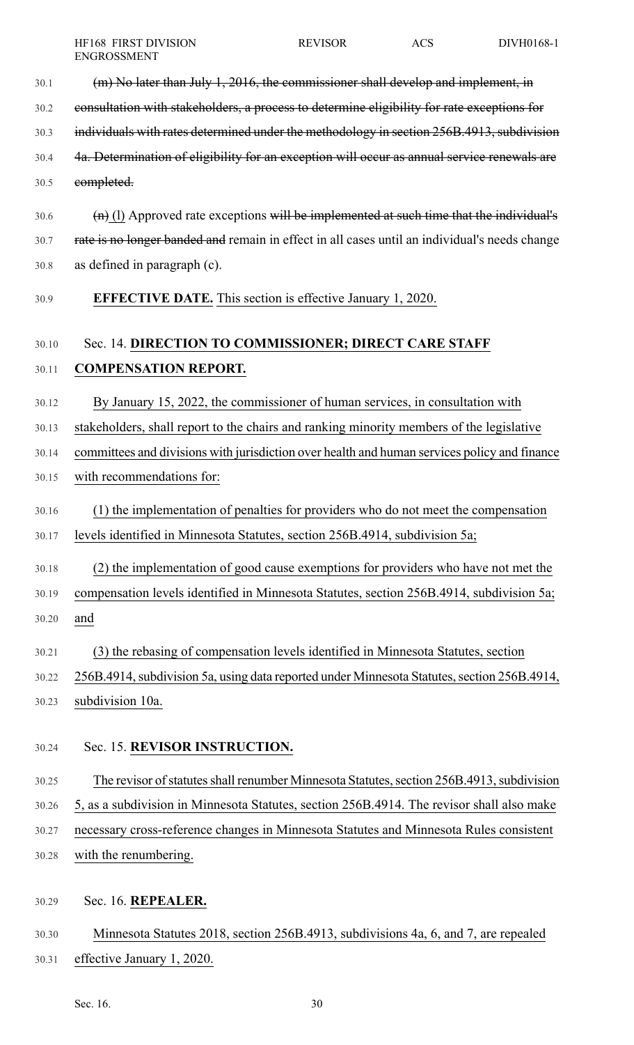~~(m) No later than July 1, 2016, the commissioner shall develop and implement, in consultation with stakeholders, a process to determine eligibility for rate exceptions for individuals with rates determined under the methodology in section 256B.4913, subdivision 4a. Determination of eligibility for an exception will occur as annual service renewals are completed.~~

~~(n)~~ (l) Approved rate exceptions ~~will be implemented at such time that the individual's rate is no longer banded and~~ remain in effect in all cases until an individual's needs change as defined in paragraph (c).

**EFFECTIVE DATE.** This section is effective January 1, 2020.

Sec. 14. **DIRECTION TO COMMISSIONER; DIRECT CARE STAFF COMPENSATION REPORT.**

By January 15, 2022, the commissioner of human services, in consultation with stakeholders, shall report to the chairs and ranking minority members of the legislative committees and divisions with jurisdiction over health and human services policy and finance with recommendations for:

(1) the implementation of penalties for providers who do not meet the compensation levels identified in Minnesota Statutes, section 256B.4914, subdivision 5a;

(2) the implementation of good cause exemptions for providers who have not met the compensation levels identified in Minnesota Statutes, section 256B.4914, subdivision 5a; and

(3) the rebasing of compensation levels identified in Minnesota Statutes, section 256B.4914, subdivision 5a, using data reported under Minnesota Statutes, section 256B.4914, subdivision 10a.

Sec. 15. **REVISOR INSTRUCTION.**

The revisor of statutes shall renumber Minnesota Statutes, section 256B.4913, subdivision 5, as a subdivision in Minnesota Statutes, section 256B.4914. The revisor shall also make necessary cross-reference changes in Minnesota Statutes and Minnesota Rules consistent with the renumbering.

Sec. 16. **REPEALER.**

Minnesota Statutes 2018, section 256B.4913, subdivisions 4a, 6, and 7, are repealed effective January 1, 2020.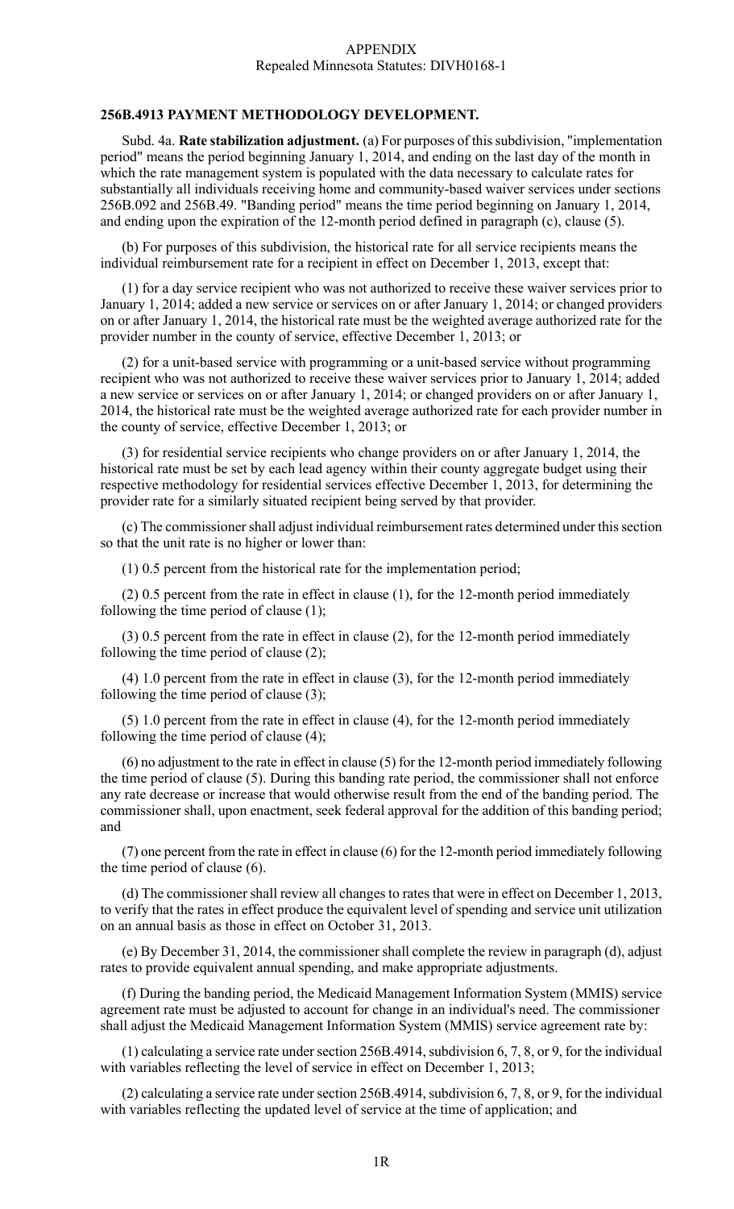## 256B.4913 PAYMENT METHODOLOGY DEVELOPMENT.

Subd. 4a. **Rate stabilization adjustment.** (a) For purposes of this subdivision, "implementation period" means the period beginning January 1, 2014, and ending on the last day of the month in which the rate management system is populated with the data necessary to calculate rates for substantially all individuals receiving home and community-based waiver services under sections 256B.092 and 256B.49. "Banding period" means the time period beginning on January 1, 2014, and ending upon the expiration of the 12-month period defined in paragraph (c), clause (5).

(b) For purposes of this subdivision, the historical rate for all service recipients means the individual reimbursement rate for a recipient in effect on December 1, 2013, except that:

(1) for a day service recipient who was not authorized to receive these waiver services prior to January 1, 2014; added a new service or services on or after January 1, 2014; or changed providers on or after January 1, 2014, the historical rate must be the weighted average authorized rate for the provider number in the county of service, effective December 1, 2013; or

(2) for a unit-based service with programming or a unit-based service without programming recipient who was not authorized to receive these waiver services prior to January 1, 2014; added a new service or services on or after January 1, 2014; or changed providers on or after January 1, 2014, the historical rate must be the weighted average authorized rate for each provider number in the county of service, effective December 1, 2013; or

(3) for residential service recipients who change providers on or after January 1, 2014, the historical rate must be set by each lead agency within their county aggregate budget using their respective methodology for residential services effective December 1, 2013, for determining the provider rate for a similarly situated recipient being served by that provider.

(c) The commissioner shall adjust individual reimbursement rates determined under this section so that the unit rate is no higher or lower than:

(1) 0.5 percent from the historical rate for the implementation period;

(2) 0.5 percent from the rate in effect in clause (1), for the 12-month period immediately following the time period of clause (1);

(3) 0.5 percent from the rate in effect in clause (2), for the 12-month period immediately following the time period of clause (2);

(4) 1.0 percent from the rate in effect in clause (3), for the 12-month period immediately following the time period of clause (3);

(5) 1.0 percent from the rate in effect in clause (4), for the 12-month period immediately following the time period of clause (4);

(6) no adjustment to the rate in effect in clause (5) for the 12-month period immediately following the time period of clause (5). During this banding rate period, the commissioner shall not enforce any rate decrease or increase that would otherwise result from the end of the banding period. The commissioner shall, upon enactment, seek federal approval for the addition of this banding period; and

(7) one percent from the rate in effect in clause (6) for the 12-month period immediately following the time period of clause (6).

(d) The commissioner shall review all changes to rates that were in effect on December 1, 2013, to verify that the rates in effect produce the equivalent level of spending and service unit utilization on an annual basis as those in effect on October 31, 2013.

(e) By December 31, 2014, the commissioner shall complete the review in paragraph (d), adjust rates to provide equivalent annual spending, and make appropriate adjustments.

(f) During the banding period, the Medicaid Management Information System (MMIS) service agreement rate must be adjusted to account for change in an individual's need. The commissioner shall adjust the Medicaid Management Information System (MMIS) service agreement rate by:

(1) calculating a service rate under section 256B.4914, subdivision 6, 7, 8, or 9, for the individual with variables reflecting the level of service in effect on December 1, 2013;

(2) calculating a service rate under section 256B.4914, subdivision 6, 7, 8, or 9, for the individual with variables reflecting the updated level of service at the time of application; and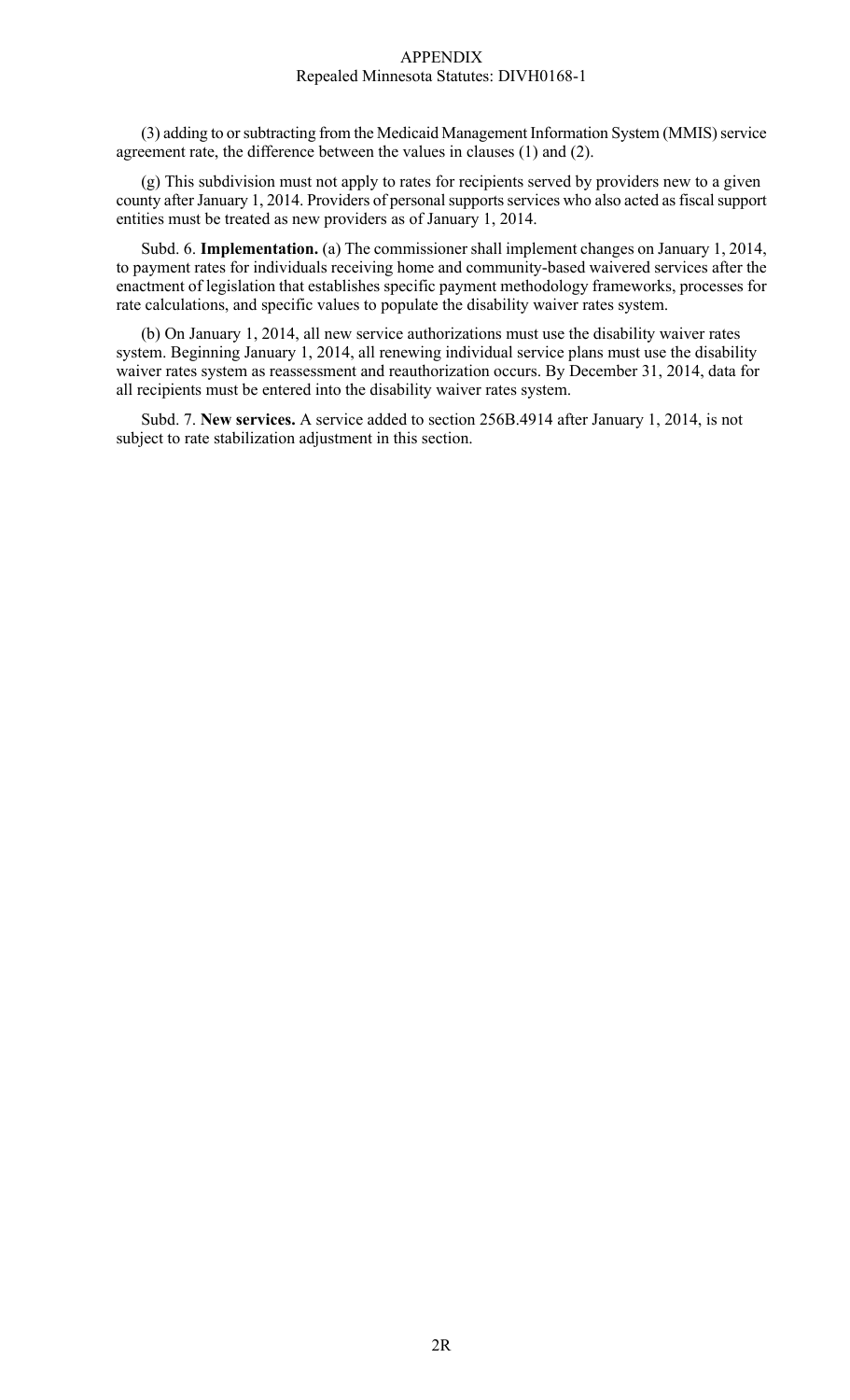(3) adding to or subtracting from the Medicaid Management Information System (MMIS) service agreement rate, the difference between the values in clauses (1) and (2).

(g) This subdivision must not apply to rates for recipients served by providers new to a given county after January 1, 2014. Providers of personal supports services who also acted as fiscal support entities must be treated as new providers as of January 1, 2014.

Subd. 6. **Implementation.** (a) The commissioner shall implement changes on January 1, 2014, to payment rates for individuals receiving home and community-based waivered services after the enactment of legislation that establishes specific payment methodology frameworks, processes for rate calculations, and specific values to populate the disability waiver rates system.

(b) On January 1, 2014, all new service authorizations must use the disability waiver rates system. Beginning January 1, 2014, all renewing individual service plans must use the disability waiver rates system as reassessment and reauthorization occurs. By December 31, 2014, data for all recipients must be entered into the disability waiver rates system.

Subd. 7. **New services.** A service added to section 256B.4914 after January 1, 2014, is not subject to rate stabilization adjustment in this section.